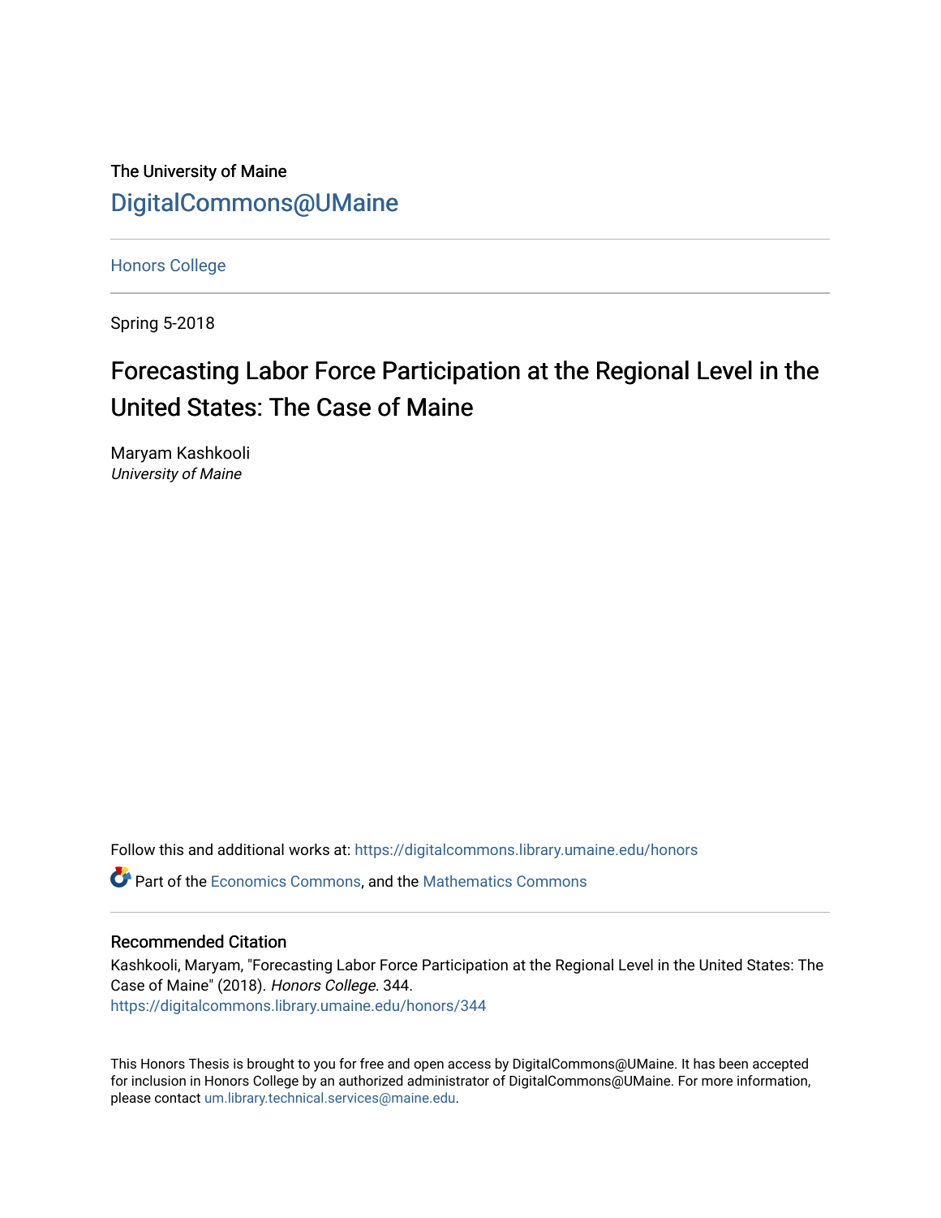The University of Maine

DigitalCommons@UMaine

Honors College

Spring 5-2018

# Forecasting Labor Force Participation at the Regional Level in the United States: The Case of Maine

Maryam Kashkooli
*University of Maine*

Follow this and additional works at: https://digitalcommons.library.umaine.edu/honors

Part of the Economics Commons, and the Mathematics Commons

## Recommended Citation

Kashkooli, Maryam, "Forecasting Labor Force Participation at the Regional Level in the United States: The Case of Maine" (2018). *Honors College*. 344.
https://digitalcommons.library.umaine.edu/honors/344

This Honors Thesis is brought to you for free and open access by DigitalCommons@UMaine. It has been accepted for inclusion in Honors College by an authorized administrator of DigitalCommons@UMaine. For more information, please contact um.library.technical.services@maine.edu.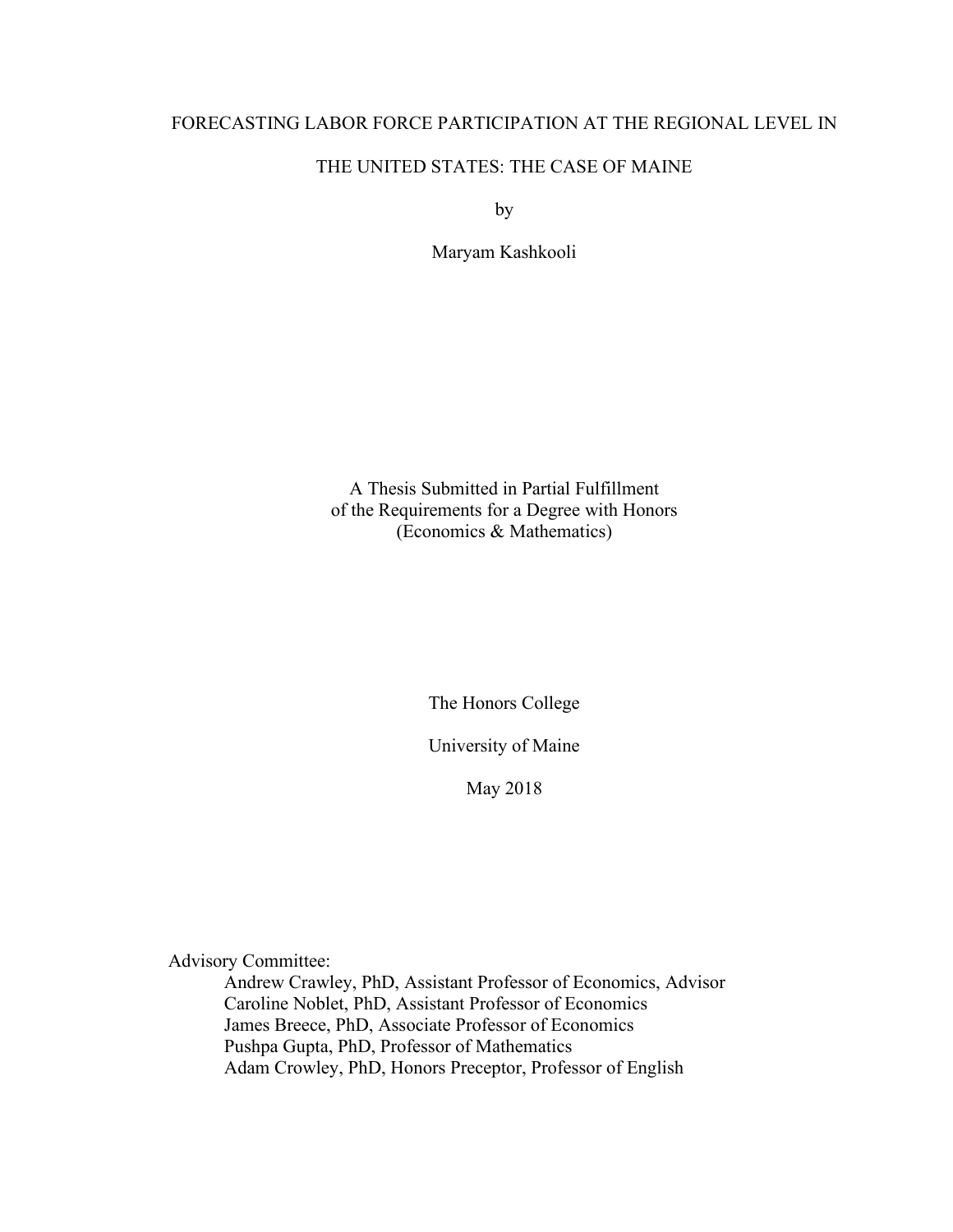FORECASTING LABOR FORCE PARTICIPATION AT THE REGIONAL LEVEL IN

THE UNITED STATES: THE CASE OF MAINE

by

Maryam Kashkooli

A Thesis Submitted in Partial Fulfillment
of the Requirements for a Degree with Honors
(Economics & Mathematics)

The Honors College

University of Maine

May 2018

Advisory Committee:

Andrew Crawley, PhD, Assistant Professor of Economics, Advisor
Caroline Noblet, PhD, Assistant Professor of Economics
James Breece, PhD, Associate Professor of Economics
Pushpa Gupta, PhD, Professor of Mathematics
Adam Crowley, PhD, Honors Preceptor, Professor of English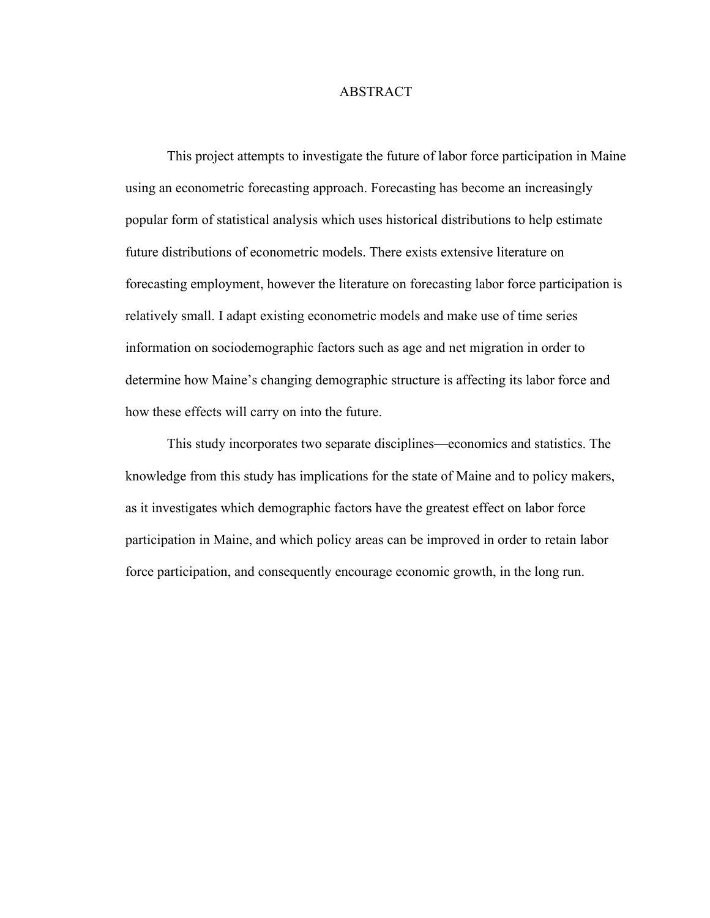# ABSTRACT

This project attempts to investigate the future of labor force participation in Maine using an econometric forecasting approach. Forecasting has become an increasingly popular form of statistical analysis which uses historical distributions to help estimate future distributions of econometric models. There exists extensive literature on forecasting employment, however the literature on forecasting labor force participation is relatively small. I adapt existing econometric models and make use of time series information on sociodemographic factors such as age and net migration in order to determine how Maine's changing demographic structure is affecting its labor force and how these effects will carry on into the future.

This study incorporates two separate disciplines—economics and statistics. The knowledge from this study has implications for the state of Maine and to policy makers, as it investigates which demographic factors have the greatest effect on labor force participation in Maine, and which policy areas can be improved in order to retain labor force participation, and consequently encourage economic growth, in the long run.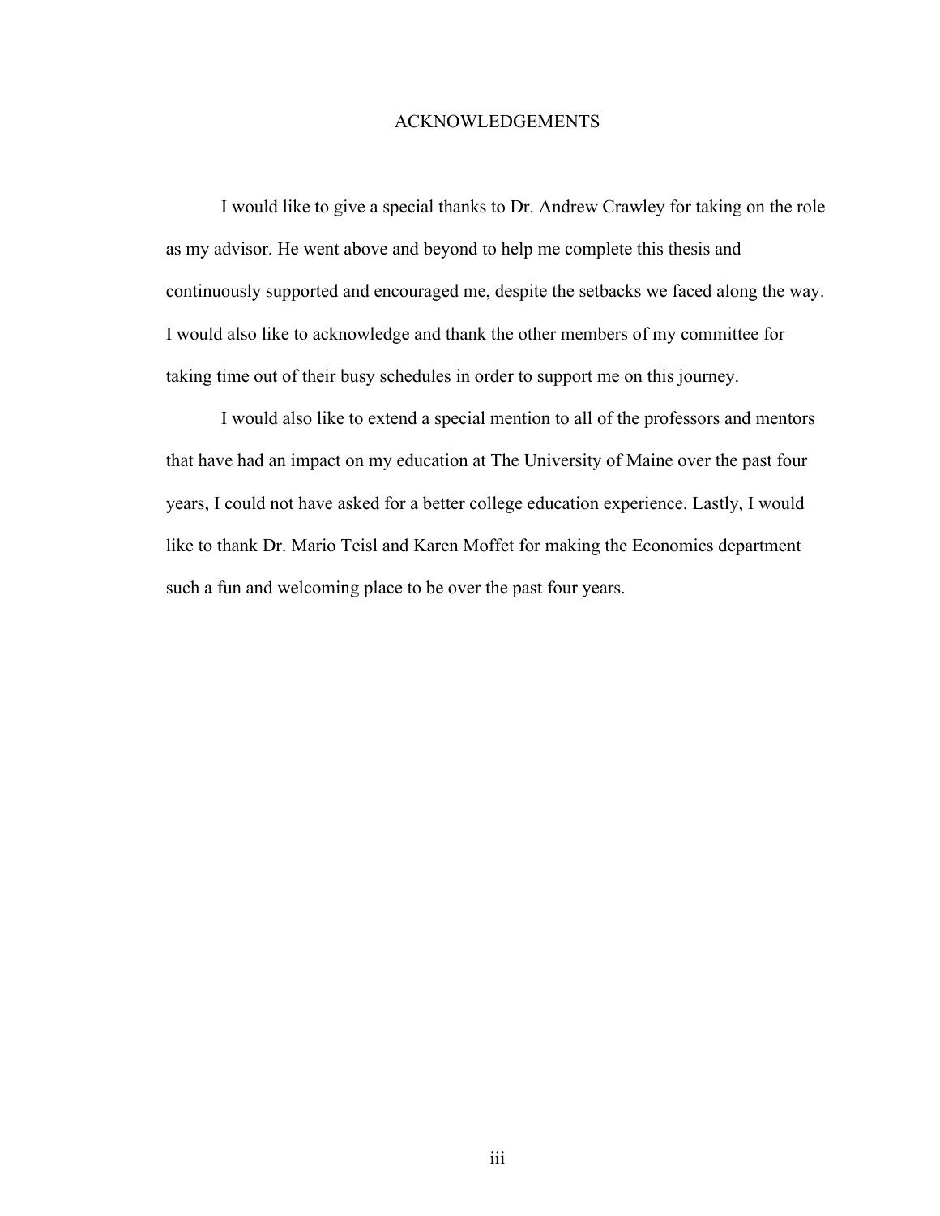# ACKNOWLEDGEMENTS

I would like to give a special thanks to Dr. Andrew Crawley for taking on the role as my advisor. He went above and beyond to help me complete this thesis and continuously supported and encouraged me, despite the setbacks we faced along the way. I would also like to acknowledge and thank the other members of my committee for taking time out of their busy schedules in order to support me on this journey.

I would also like to extend a special mention to all of the professors and mentors that have had an impact on my education at The University of Maine over the past four years, I could not have asked for a better college education experience. Lastly, I would like to thank Dr. Mario Teisl and Karen Moffet for making the Economics department such a fun and welcoming place to be over the past four years.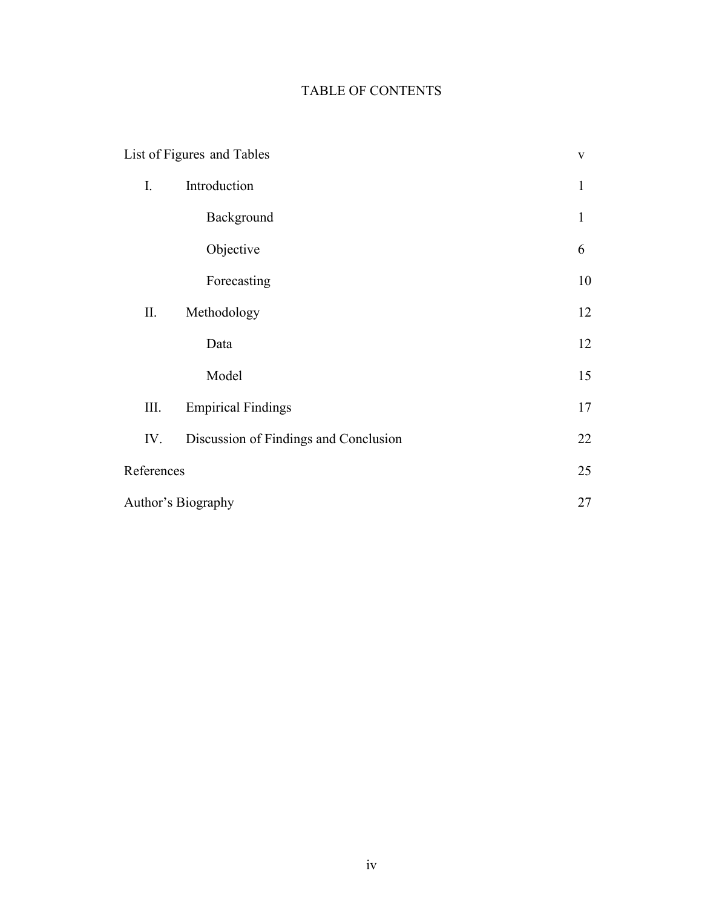# TABLE OF CONTENTS

| | | | |
|---|---|---|---|
| List of Figures and Tables | | | v |
| I. | Introduction | | 1 |
| | | Background | 1 |
| | | Objective | 6 |
| | | Forecasting | 10 |
| II. | Methodology | | 12 |
| | | Data | 12 |
| | | Model | 15 |
| III. | Empirical Findings | | 17 |
| IV. | Discussion of Findings and Conclusion | | 22 |
| References | | | 25 |
| Author's Biography | | | 27 |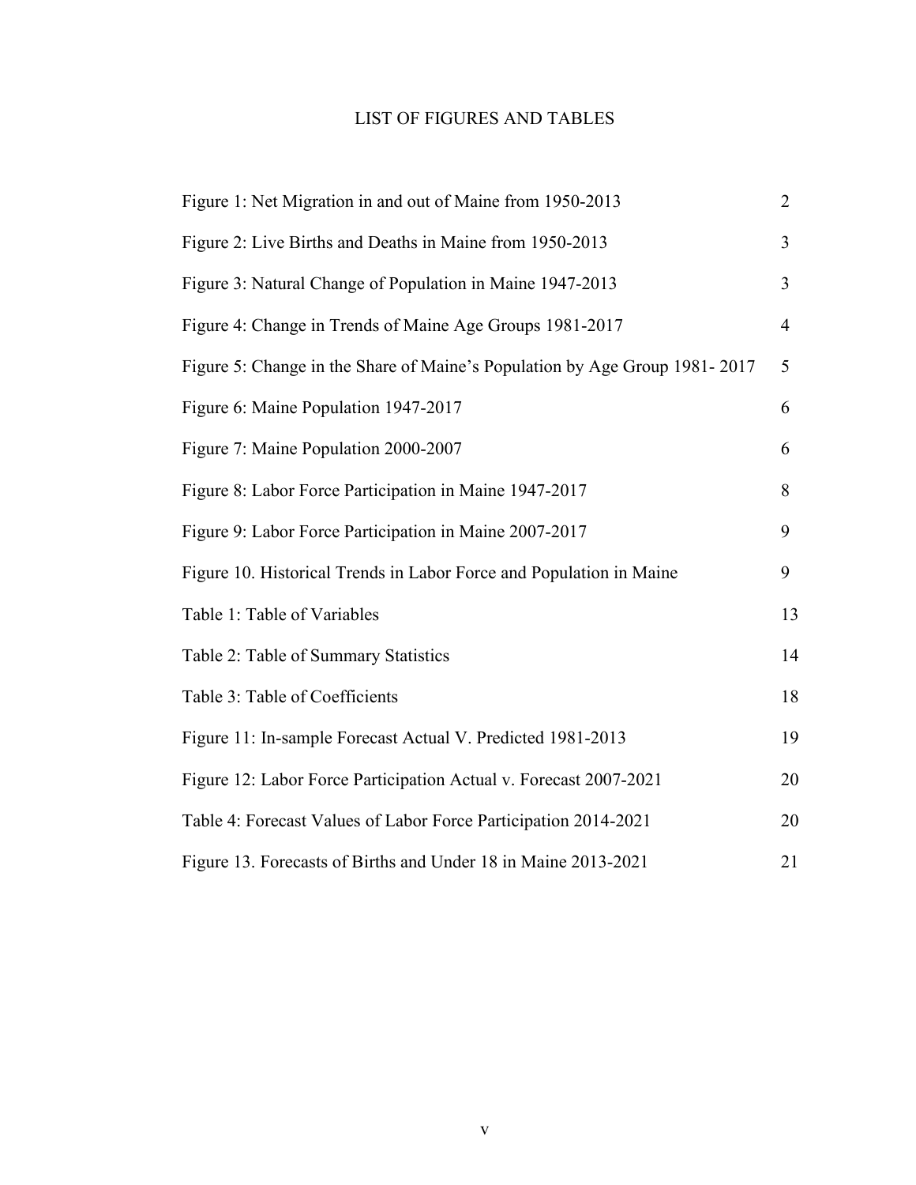# LIST OF FIGURES AND TABLES

| | |
|---|---|
| Figure 1: Net Migration in and out of Maine from 1950-2013 | 2 |
| Figure 2: Live Births and Deaths in Maine from 1950-2013 | 3 |
| Figure 3: Natural Change of Population in Maine 1947-2013 | 3 |
| Figure 4: Change in Trends of Maine Age Groups 1981-2017 | 4 |
| Figure 5: Change in the Share of Maine's Population by Age Group 1981- 2017 | 5 |
| Figure 6: Maine Population 1947-2017 | 6 |
| Figure 7: Maine Population 2000-2007 | 6 |
| Figure 8: Labor Force Participation in Maine 1947-2017 | 8 |
| Figure 9: Labor Force Participation in Maine 2007-2017 | 9 |
| Figure 10. Historical Trends in Labor Force and Population in Maine | 9 |
| Table 1: Table of Variables | 13 |
| Table 2: Table of Summary Statistics | 14 |
| Table 3: Table of Coefficients | 18 |
| Figure 11: In-sample Forecast Actual V. Predicted 1981-2013 | 19 |
| Figure 12: Labor Force Participation Actual v. Forecast 2007-2021 | 20 |
| Table 4: Forecast Values of Labor Force Participation 2014-2021 | 20 |
| Figure 13. Forecasts of Births and Under 18 in Maine 2013-2021 | 21 |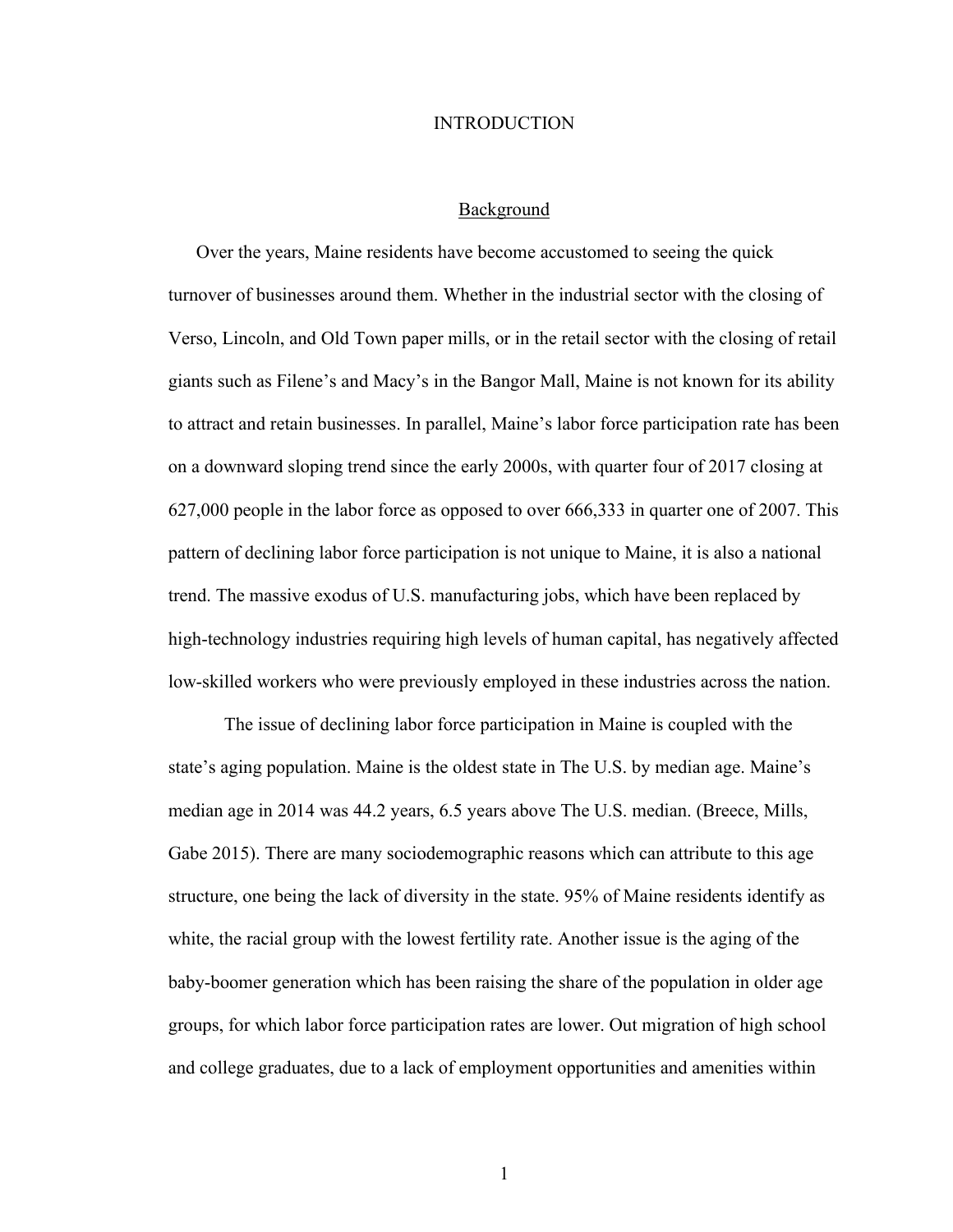# INTRODUCTION

## Background

Over the years, Maine residents have become accustomed to seeing the quick turnover of businesses around them. Whether in the industrial sector with the closing of Verso, Lincoln, and Old Town paper mills, or in the retail sector with the closing of retail giants such as Filene's and Macy's in the Bangor Mall, Maine is not known for its ability to attract and retain businesses. In parallel, Maine's labor force participation rate has been on a downward sloping trend since the early 2000s, with quarter four of 2017 closing at 627,000 people in the labor force as opposed to over 666,333 in quarter one of 2007. This pattern of declining labor force participation is not unique to Maine, it is also a national trend. The massive exodus of U.S. manufacturing jobs, which have been replaced by high-technology industries requiring high levels of human capital, has negatively affected low-skilled workers who were previously employed in these industries across the nation.

The issue of declining labor force participation in Maine is coupled with the state's aging population. Maine is the oldest state in The U.S. by median age. Maine's median age in 2014 was 44.2 years, 6.5 years above The U.S. median. (Breece, Mills, Gabe 2015). There are many sociodemographic reasons which can attribute to this age structure, one being the lack of diversity in the state. 95% of Maine residents identify as white, the racial group with the lowest fertility rate. Another issue is the aging of the baby-boomer generation which has been raising the share of the population in older age groups, for which labor force participation rates are lower. Out migration of high school and college graduates, due to a lack of employment opportunities and amenities within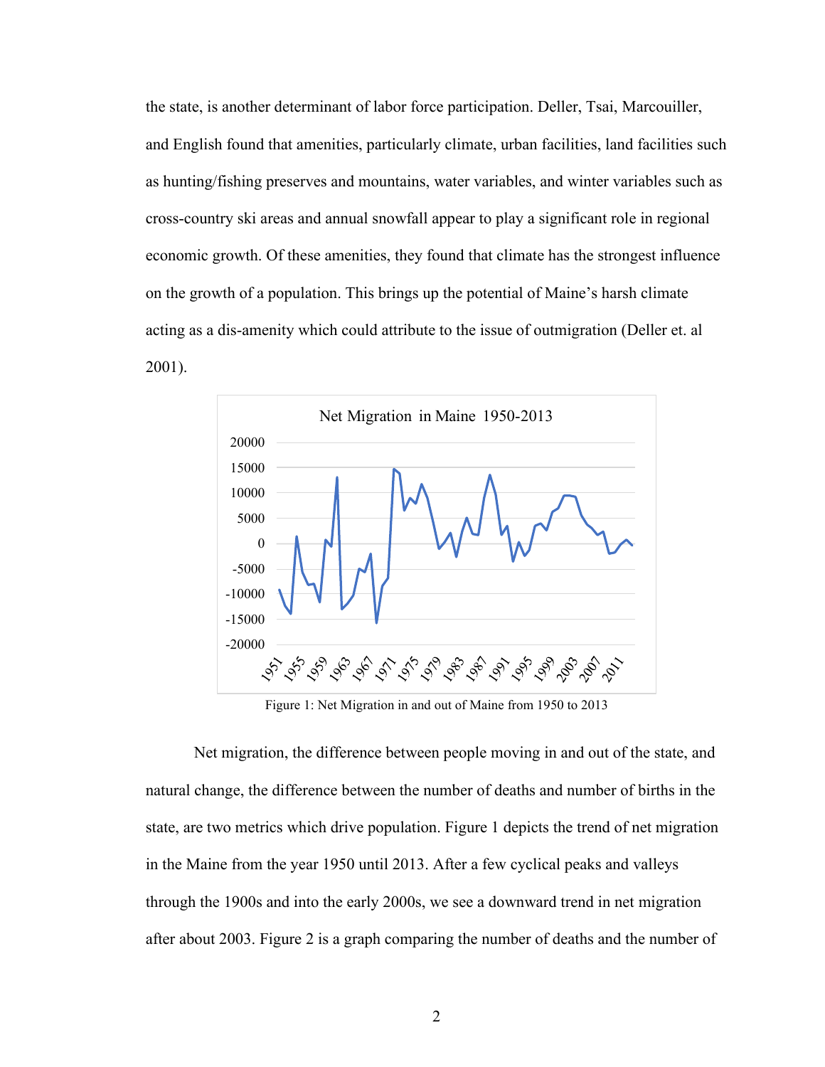the state, is another determinant of labor force participation. Deller, Tsai, Marcouiller, and English found that amenities, particularly climate, urban facilities, land facilities such as hunting/fishing preserves and mountains, water variables, and winter variables such as cross-country ski areas and annual snowfall appear to play a significant role in regional economic growth. Of these amenities, they found that climate has the strongest influence on the growth of a population. This brings up the potential of Maine's harsh climate acting as a dis-amenity which could attribute to the issue of outmigration (Deller et. al 2001).

Figure 1: Net Migration in and out of Maine from 1950 to 2013

Net migration, the difference between people moving in and out of the state, and natural change, the difference between the number of deaths and number of births in the state, are two metrics which drive population. Figure 1 depicts the trend of net migration in the Maine from the year 1950 until 2013. After a few cyclical peaks and valleys through the 1900s and into the early 2000s, we see a downward trend in net migration after about 2003. Figure 2 is a graph comparing the number of deaths and the number of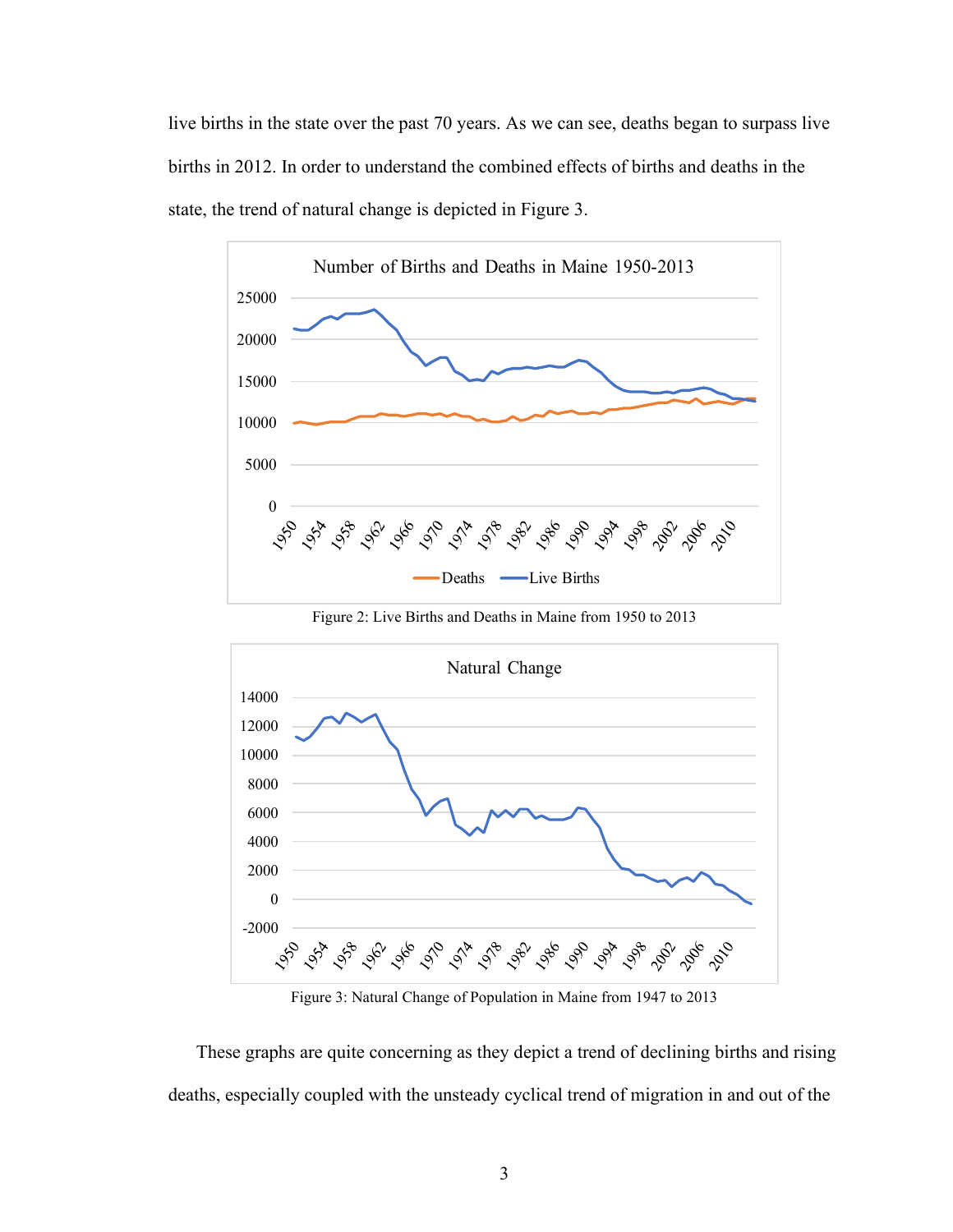live births in the state over the past 70 years. As we can see, deaths began to surpass live births in 2012. In order to understand the combined effects of births and deaths in the state, the trend of natural change is depicted in Figure 3.

Figure 2: Live Births and Deaths in Maine from 1950 to 2013

Figure 3: Natural Change of Population in Maine from 1947 to 2013

These graphs are quite concerning as they depict a trend of declining births and rising deaths, especially coupled with the unsteady cyclical trend of migration in and out of the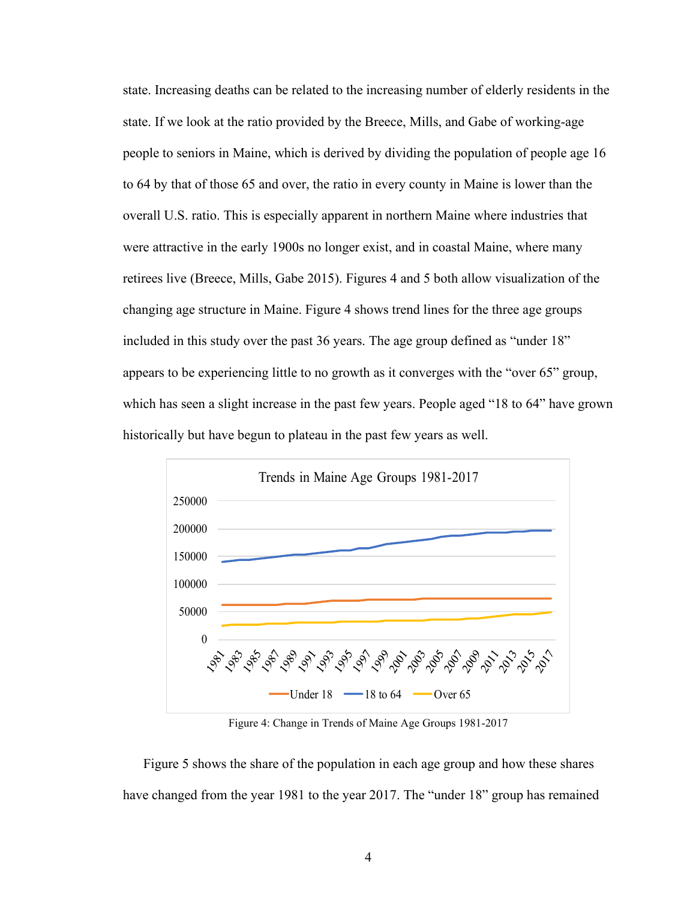state. Increasing deaths can be related to the increasing number of elderly residents in the state. If we look at the ratio provided by the Breece, Mills, and Gabe of working-age people to seniors in Maine, which is derived by dividing the population of people age 16 to 64 by that of those 65 and over, the ratio in every county in Maine is lower than the overall U.S. ratio. This is especially apparent in northern Maine where industries that were attractive in the early 1900s no longer exist, and in coastal Maine, where many retirees live (Breece, Mills, Gabe 2015). Figures 4 and 5 both allow visualization of the changing age structure in Maine. Figure 4 shows trend lines for the three age groups included in this study over the past 36 years. The age group defined as "under 18" appears to be experiencing little to no growth as it converges with the "over 65" group, which has seen a slight increase in the past few years. People aged "18 to 64" have grown historically but have begun to plateau in the past few years as well.

Figure 4: Change in Trends of Maine Age Groups 1981-2017

Figure 5 shows the share of the population in each age group and how these shares have changed from the year 1981 to the year 2017. The "under 18" group has remained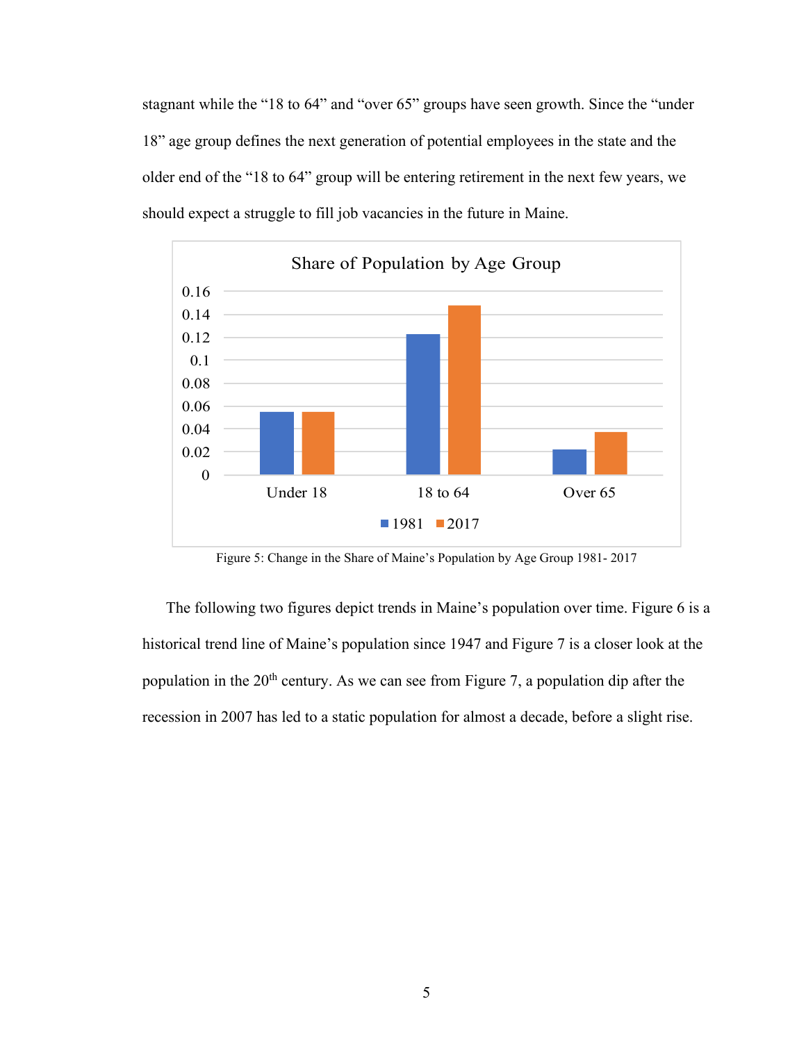stagnant while the “18 to 64” and “over 65” groups have seen growth. Since the “under 18” age group defines the next generation of potential employees in the state and the older end of the “18 to 64” group will be entering retirement in the next few years, we should expect a struggle to fill job vacancies in the future in Maine.

Figure 5: Change in the Share of Maine’s Population by Age Group 1981- 2017

The following two figures depict trends in Maine’s population over time. Figure 6 is a historical trend line of Maine’s population since 1947 and Figure 7 is a closer look at the population in the 20th century. As we can see from Figure 7, a population dip after the recession in 2007 has led to a static population for almost a decade, before a slight rise.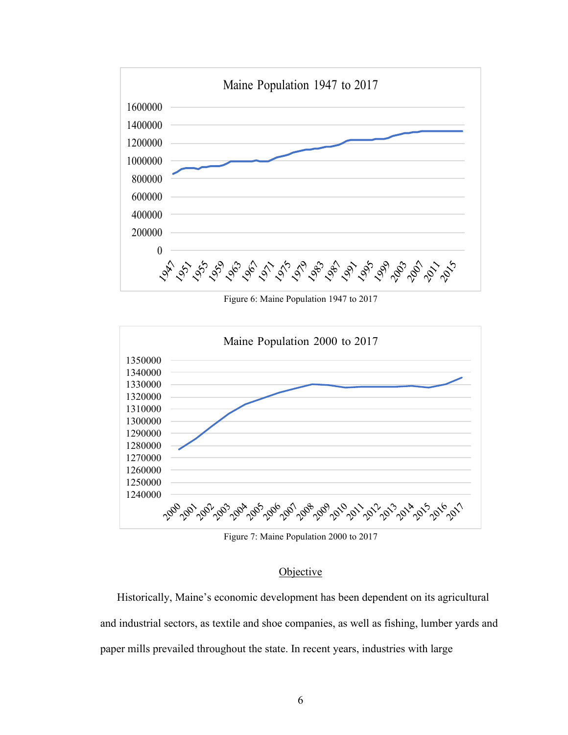Figure 6: Maine Population 1947 to 2017

Figure 7: Maine Population 2000 to 2017

## Objective

Historically, Maine's economic development has been dependent on its agricultural and industrial sectors, as textile and shoe companies, as well as fishing, lumber yards and paper mills prevailed throughout the state. In recent years, industries with large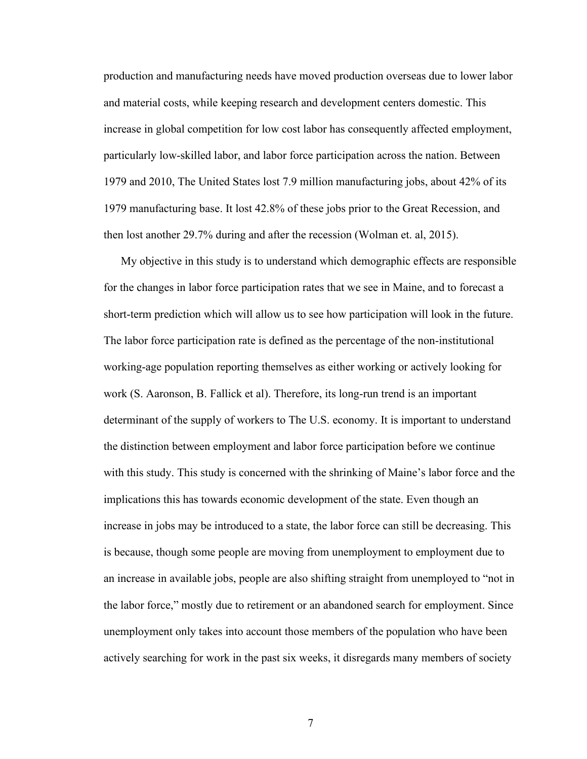production and manufacturing needs have moved production overseas due to lower labor and material costs, while keeping research and development centers domestic. This increase in global competition for low cost labor has consequently affected employment, particularly low-skilled labor, and labor force participation across the nation. Between 1979 and 2010, The United States lost 7.9 million manufacturing jobs, about 42% of its 1979 manufacturing base. It lost 42.8% of these jobs prior to the Great Recession, and then lost another 29.7% during and after the recession (Wolman et. al, 2015).

My objective in this study is to understand which demographic effects are responsible for the changes in labor force participation rates that we see in Maine, and to forecast a short-term prediction which will allow us to see how participation will look in the future. The labor force participation rate is defined as the percentage of the non-institutional working-age population reporting themselves as either working or actively looking for work (S. Aaronson, B. Fallick et al). Therefore, its long-run trend is an important determinant of the supply of workers to The U.S. economy. It is important to understand the distinction between employment and labor force participation before we continue with this study. This study is concerned with the shrinking of Maine's labor force and the implications this has towards economic development of the state. Even though an increase in jobs may be introduced to a state, the labor force can still be decreasing. This is because, though some people are moving from unemployment to employment due to an increase in available jobs, people are also shifting straight from unemployed to "not in the labor force," mostly due to retirement or an abandoned search for employment. Since unemployment only takes into account those members of the population who have been actively searching for work in the past six weeks, it disregards many members of society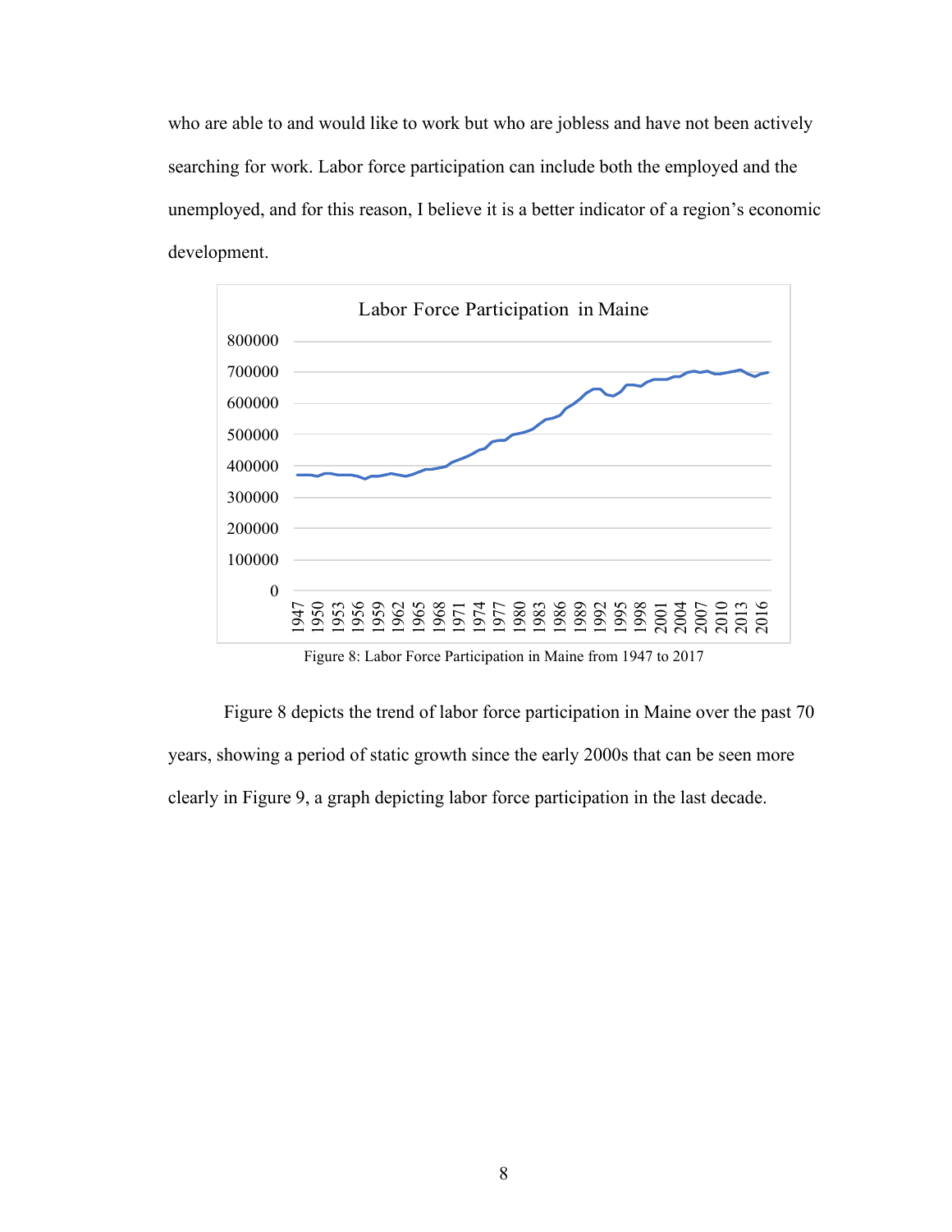who are able to and would like to work but who are jobless and have not been actively searching for work. Labor force participation can include both the employed and the unemployed, and for this reason, I believe it is a better indicator of a region's economic development.

Figure 8: Labor Force Participation in Maine from 1947 to 2017

Figure 8 depicts the trend of labor force participation in Maine over the past 70 years, showing a period of static growth since the early 2000s that can be seen more clearly in Figure 9, a graph depicting labor force participation in the last decade.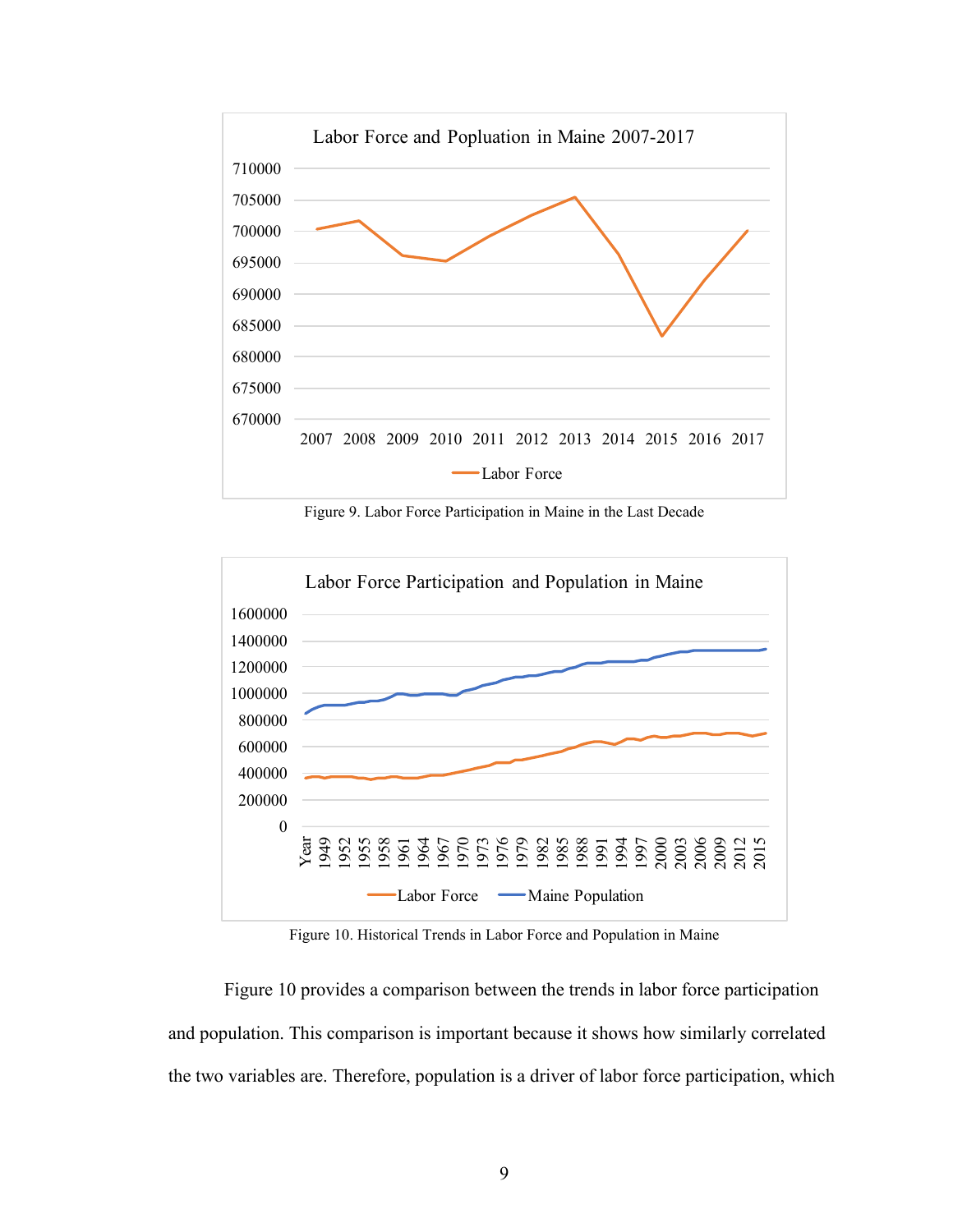Figure 9. Labor Force Participation in Maine in the Last Decade

Figure 10. Historical Trends in Labor Force and Population in Maine

Figure 10 provides a comparison between the trends in labor force participation and population. This comparison is important because it shows how similarly correlated the two variables are. Therefore, population is a driver of labor force participation, which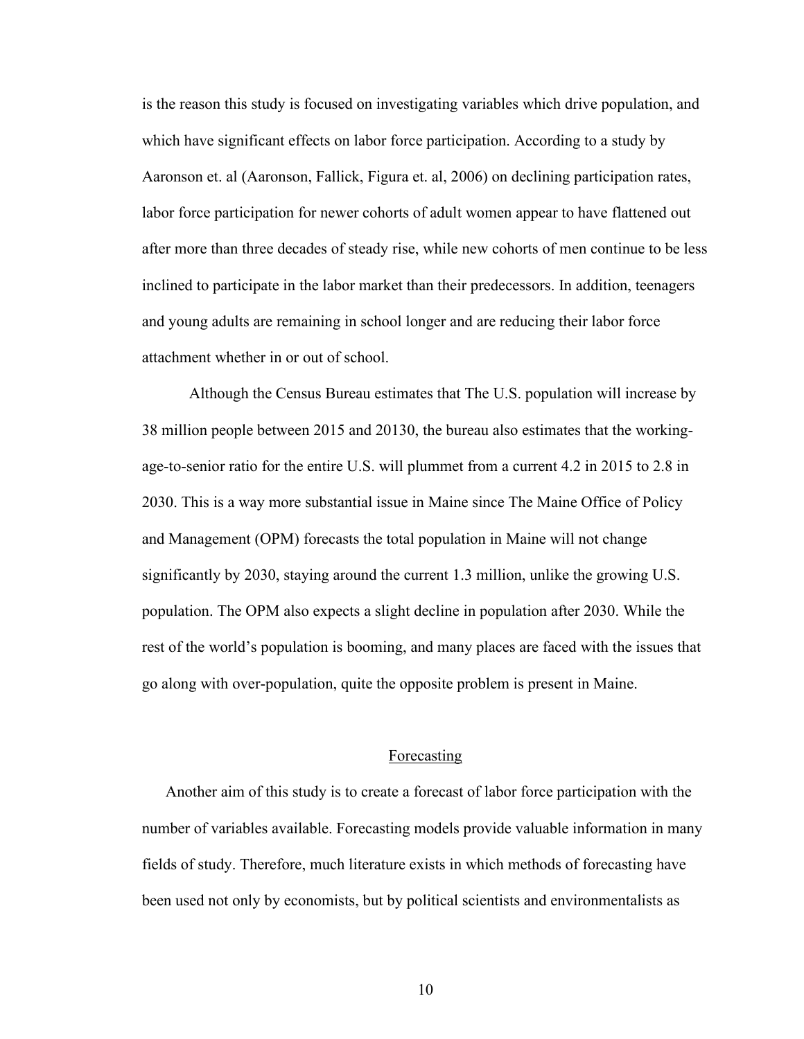is the reason this study is focused on investigating variables which drive population, and which have significant effects on labor force participation. According to a study by Aaronson et. al (Aaronson, Fallick, Figura et. al, 2006) on declining participation rates, labor force participation for newer cohorts of adult women appear to have flattened out after more than three decades of steady rise, while new cohorts of men continue to be less inclined to participate in the labor market than their predecessors. In addition, teenagers and young adults are remaining in school longer and are reducing their labor force attachment whether in or out of school.

Although the Census Bureau estimates that The U.S. population will increase by 38 million people between 2015 and 20130, the bureau also estimates that the working-age-to-senior ratio for the entire U.S. will plummet from a current 4.2 in 2015 to 2.8 in 2030. This is a way more substantial issue in Maine since The Maine Office of Policy and Management (OPM) forecasts the total population in Maine will not change significantly by 2030, staying around the current 1.3 million, unlike the growing U.S. population. The OPM also expects a slight decline in population after 2030. While the rest of the world's population is booming, and many places are faced with the issues that go along with over-population, quite the opposite problem is present in Maine.

## Forecasting

Another aim of this study is to create a forecast of labor force participation with the number of variables available. Forecasting models provide valuable information in many fields of study. Therefore, much literature exists in which methods of forecasting have been used not only by economists, but by political scientists and environmentalists as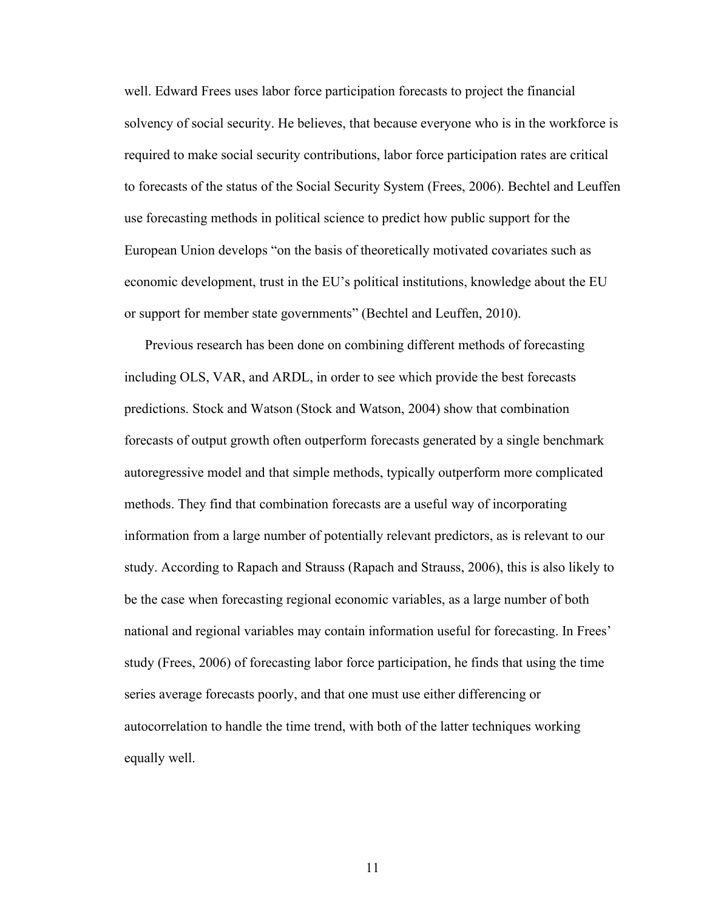well. Edward Frees uses labor force participation forecasts to project the financial solvency of social security. He believes, that because everyone who is in the workforce is required to make social security contributions, labor force participation rates are critical to forecasts of the status of the Social Security System (Frees, 2006). Bechtel and Leuffen use forecasting methods in political science to predict how public support for the European Union develops "on the basis of theoretically motivated covariates such as economic development, trust in the EU's political institutions, knowledge about the EU or support for member state governments" (Bechtel and Leuffen, 2010).

Previous research has been done on combining different methods of forecasting including OLS, VAR, and ARDL, in order to see which provide the best forecasts predictions. Stock and Watson (Stock and Watson, 2004) show that combination forecasts of output growth often outperform forecasts generated by a single benchmark autoregressive model and that simple methods, typically outperform more complicated methods. They find that combination forecasts are a useful way of incorporating information from a large number of potentially relevant predictors, as is relevant to our study. According to Rapach and Strauss (Rapach and Strauss, 2006), this is also likely to be the case when forecasting regional economic variables, as a large number of both national and regional variables may contain information useful for forecasting. In Frees' study (Frees, 2006) of forecasting labor force participation, he finds that using the time series average forecasts poorly, and that one must use either differencing or autocorrelation to handle the time trend, with both of the latter techniques working equally well.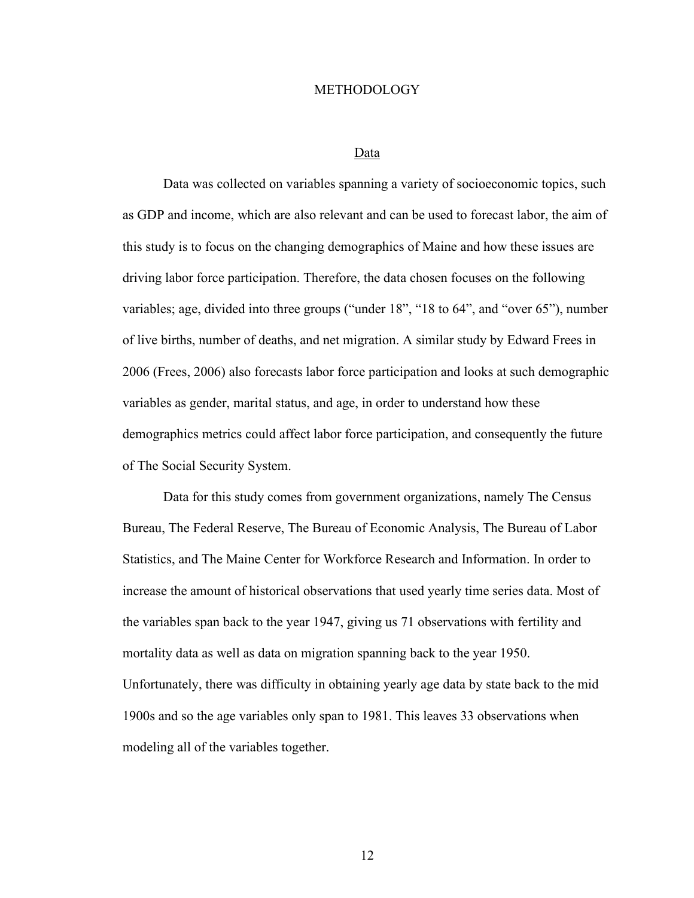# METHODOLOGY

## Data

Data was collected on variables spanning a variety of socioeconomic topics, such as GDP and income, which are also relevant and can be used to forecast labor, the aim of this study is to focus on the changing demographics of Maine and how these issues are driving labor force participation. Therefore, the data chosen focuses on the following variables; age, divided into three groups ("under 18", "18 to 64", and "over 65"), number of live births, number of deaths, and net migration. A similar study by Edward Frees in 2006 (Frees, 2006) also forecasts labor force participation and looks at such demographic variables as gender, marital status, and age, in order to understand how these demographics metrics could affect labor force participation, and consequently the future of The Social Security System.

Data for this study comes from government organizations, namely The Census Bureau, The Federal Reserve, The Bureau of Economic Analysis, The Bureau of Labor Statistics, and The Maine Center for Workforce Research and Information. In order to increase the amount of historical observations that used yearly time series data. Most of the variables span back to the year 1947, giving us 71 observations with fertility and mortality data as well as data on migration spanning back to the year 1950. Unfortunately, there was difficulty in obtaining yearly age data by state back to the mid 1900s and so the age variables only span to 1981. This leaves 33 observations when modeling all of the variables together.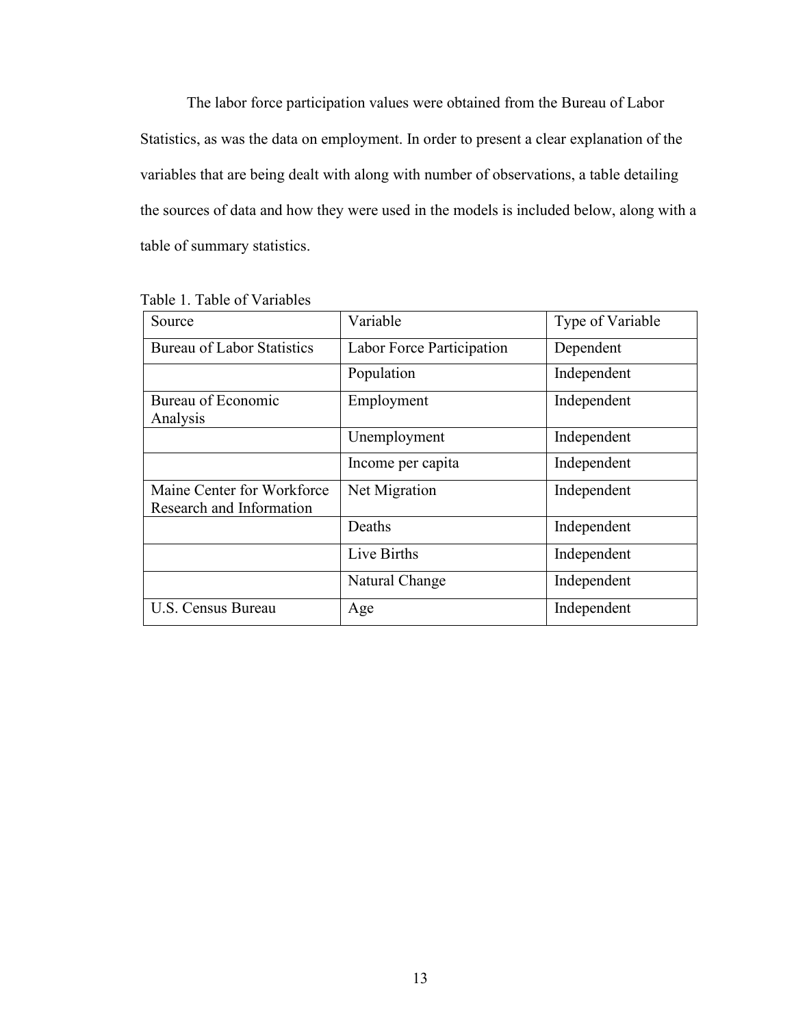The labor force participation values were obtained from the Bureau of Labor Statistics, as was the data on employment. In order to present a clear explanation of the variables that are being dealt with along with number of observations, a table detailing the sources of data and how they were used in the models is included below, along with a table of summary statistics.

Table 1. Table of Variables

| Source | Variable | Type of Variable |
|---|---|---|
| Bureau of Labor Statistics | Labor Force Participation | Dependent |
| | Population | Independent |
| Bureau of Economic Analysis | Employment | Independent |
| | Unemployment | Independent |
| | Income per capita | Independent |
| Maine Center for Workforce Research and Information | Net Migration | Independent |
| | Deaths | Independent |
| | Live Births | Independent |
| | Natural Change | Independent |
| U.S. Census Bureau | Age | Independent |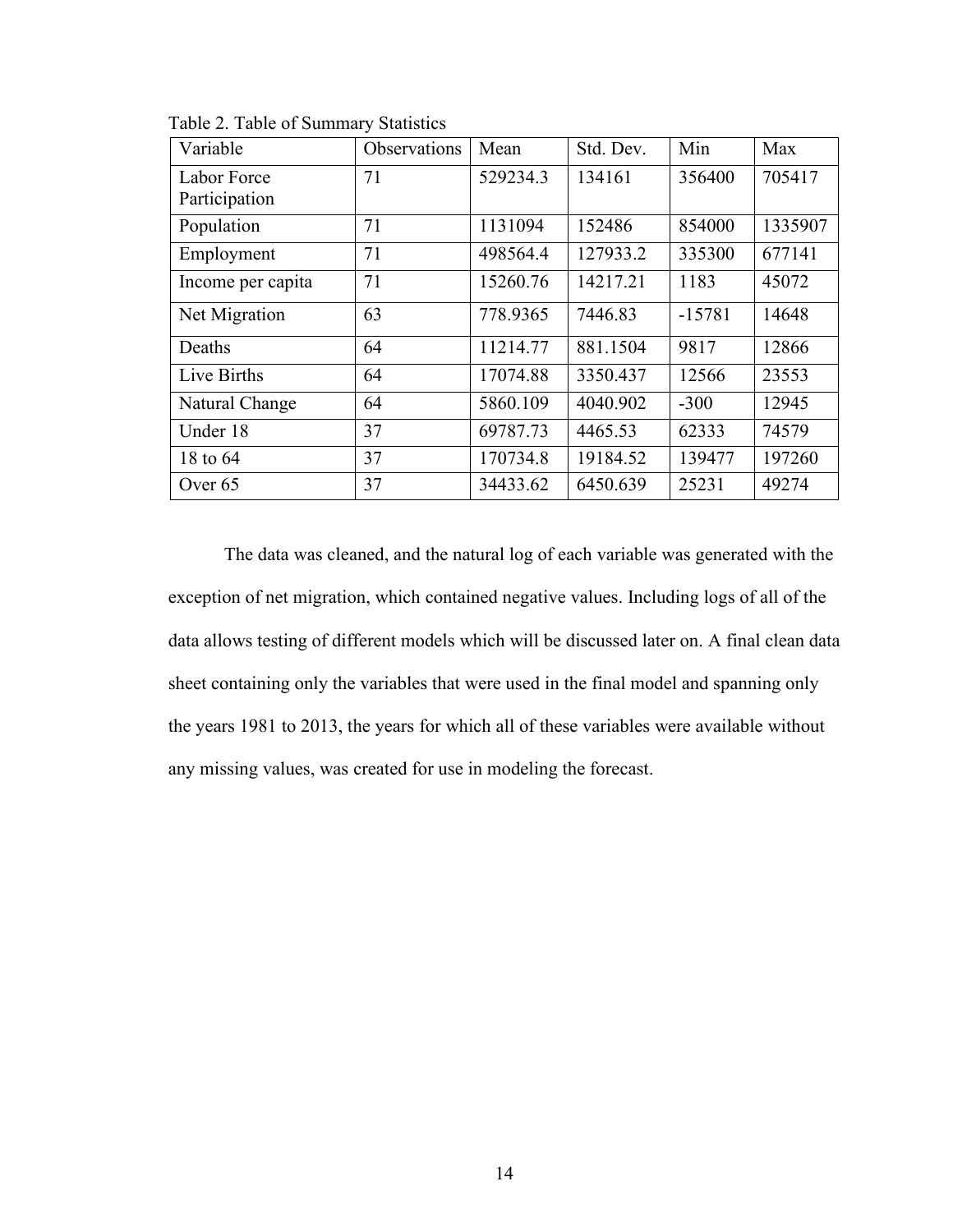Table 2. Table of Summary Statistics

| Variable | Observations | Mean | Std. Dev. | Min | Max |
|---|---|---|---|---|---|
| Labor Force Participation | 71 | 529234.3 | 134161 | 356400 | 705417 |
| Population | 71 | 1131094 | 152486 | 854000 | 1335907 |
| Employment | 71 | 498564.4 | 127933.2 | 335300 | 677141 |
| Income per capita | 71 | 15260.76 | 14217.21 | 1183 | 45072 |
| Net Migration | 63 | 778.9365 | 7446.83 | -15781 | 14648 |
| Deaths | 64 | 11214.77 | 881.1504 | 9817 | 12866 |
| Live Births | 64 | 17074.88 | 3350.437 | 12566 | 23553 |
| Natural Change | 64 | 5860.109 | 4040.902 | -300 | 12945 |
| Under 18 | 37 | 69787.73 | 4465.53 | 62333 | 74579 |
| 18 to 64 | 37 | 170734.8 | 19184.52 | 139477 | 197260 |
| Over 65 | 37 | 34433.62 | 6450.639 | 25231 | 49274 |

The data was cleaned, and the natural log of each variable was generated with the exception of net migration, which contained negative values. Including logs of all of the data allows testing of different models which will be discussed later on. A final clean data sheet containing only the variables that were used in the final model and spanning only the years 1981 to 2013, the years for which all of these variables were available without any missing values, was created for use in modeling the forecast.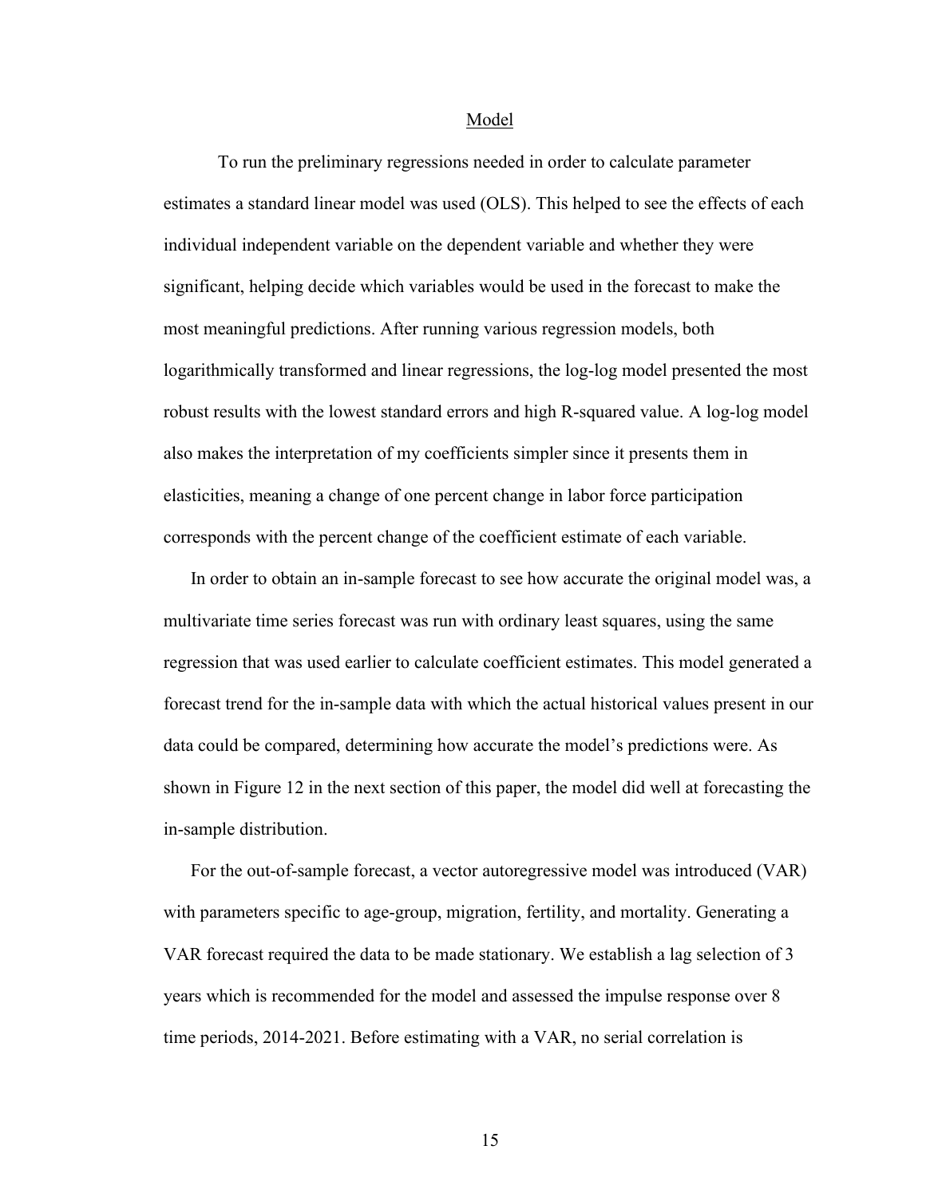## Model

To run the preliminary regressions needed in order to calculate parameter estimates a standard linear model was used (OLS). This helped to see the effects of each individual independent variable on the dependent variable and whether they were significant, helping decide which variables would be used in the forecast to make the most meaningful predictions. After running various regression models, both logarithmically transformed and linear regressions, the log-log model presented the most robust results with the lowest standard errors and high R-squared value. A log-log model also makes the interpretation of my coefficients simpler since it presents them in elasticities, meaning a change of one percent change in labor force participation corresponds with the percent change of the coefficient estimate of each variable.

In order to obtain an in-sample forecast to see how accurate the original model was, a multivariate time series forecast was run with ordinary least squares, using the same regression that was used earlier to calculate coefficient estimates. This model generated a forecast trend for the in-sample data with which the actual historical values present in our data could be compared, determining how accurate the model's predictions were. As shown in Figure 12 in the next section of this paper, the model did well at forecasting the in-sample distribution.

For the out-of-sample forecast, a vector autoregressive model was introduced (VAR) with parameters specific to age-group, migration, fertility, and mortality. Generating a VAR forecast required the data to be made stationary. We establish a lag selection of 3 years which is recommended for the model and assessed the impulse response over 8 time periods, 2014-2021. Before estimating with a VAR, no serial correlation is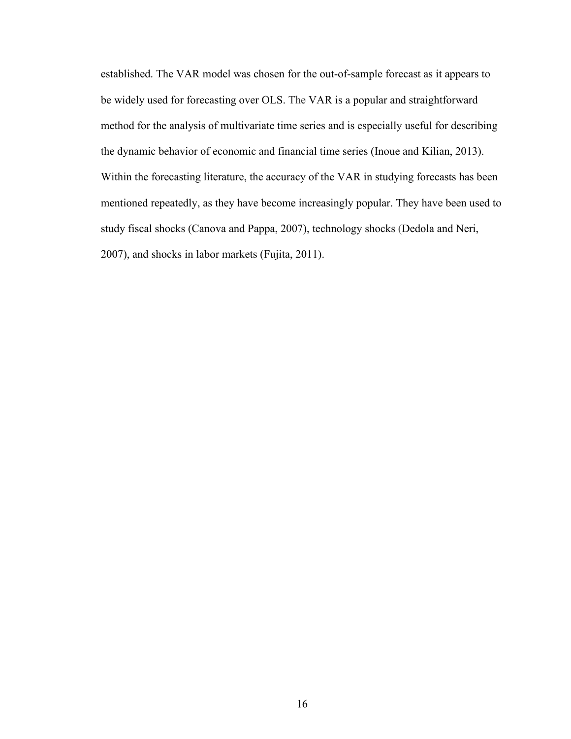established. The VAR model was chosen for the out-of-sample forecast as it appears to be widely used for forecasting over OLS. The VAR is a popular and straightforward method for the analysis of multivariate time series and is especially useful for describing the dynamic behavior of economic and financial time series (Inoue and Kilian, 2013). Within the forecasting literature, the accuracy of the VAR in studying forecasts has been mentioned repeatedly, as they have become increasingly popular. They have been used to study fiscal shocks (Canova and Pappa, 2007), technology shocks (Dedola and Neri, 2007), and shocks in labor markets (Fujita, 2011).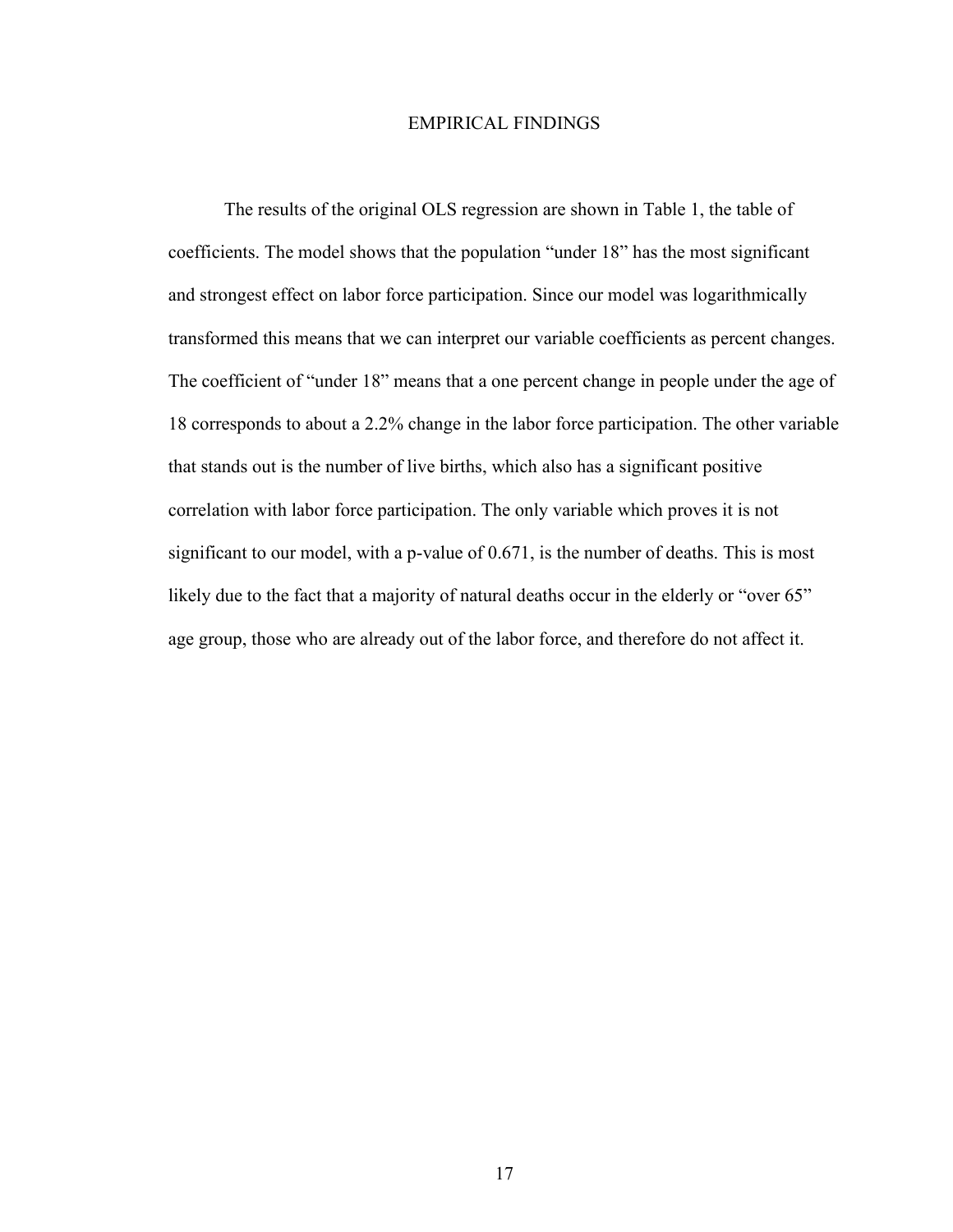# EMPIRICAL FINDINGS

The results of the original OLS regression are shown in Table 1, the table of coefficients. The model shows that the population "under 18" has the most significant and strongest effect on labor force participation. Since our model was logarithmically transformed this means that we can interpret our variable coefficients as percent changes. The coefficient of "under 18" means that a one percent change in people under the age of 18 corresponds to about a 2.2% change in the labor force participation. The other variable that stands out is the number of live births, which also has a significant positive correlation with labor force participation. The only variable which proves it is not significant to our model, with a p-value of 0.671, is the number of deaths. This is most likely due to the fact that a majority of natural deaths occur in the elderly or "over 65" age group, those who are already out of the labor force, and therefore do not affect it.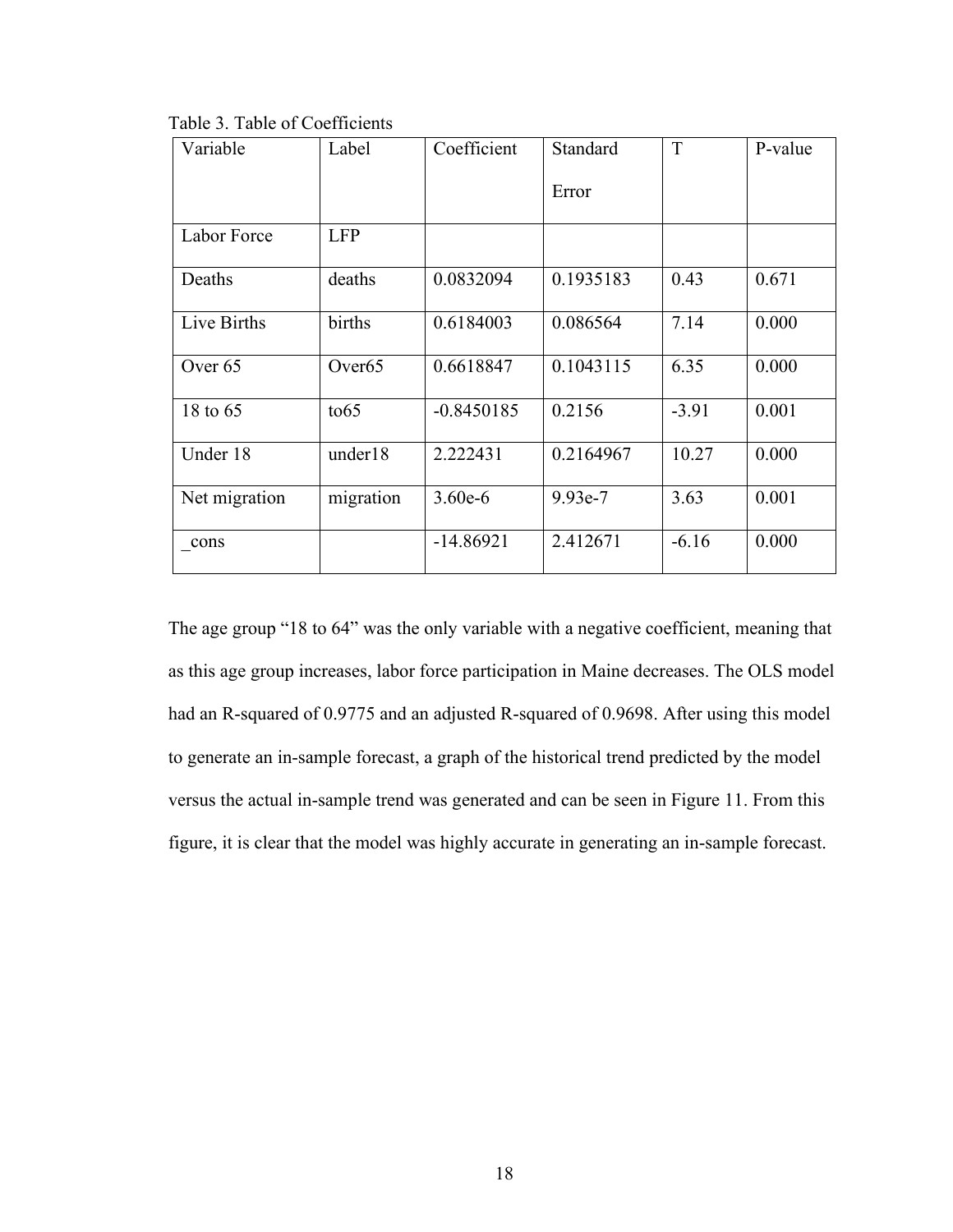Table 3. Table of Coefficients

| Variable | Label | Coefficient | Standard Error | T | P-value |
|---|---|---|---|---|---|
| Labor Force | LFP | | | | |
| Deaths | deaths | 0.0832094 | 0.1935183 | 0.43 | 0.671 |
| Live Births | births | 0.6184003 | 0.086564 | 7.14 | 0.000 |
| Over 65 | Over65 | 0.6618847 | 0.1043115 | 6.35 | 0.000 |
| 18 to 65 | to65 | -0.8450185 | 0.2156 | -3.91 | 0.001 |
| Under 18 | under18 | 2.222431 | 0.2164967 | 10.27 | 0.000 |
| Net migration | migration | 3.60e-6 | 9.93e-7 | 3.63 | 0.001 |
| _cons | | -14.86921 | 2.412671 | -6.16 | 0.000 |

The age group "18 to 64" was the only variable with a negative coefficient, meaning that as this age group increases, labor force participation in Maine decreases. The OLS model had an R-squared of 0.9775 and an adjusted R-squared of 0.9698. After using this model to generate an in-sample forecast, a graph of the historical trend predicted by the model versus the actual in-sample trend was generated and can be seen in Figure 11. From this figure, it is clear that the model was highly accurate in generating an in-sample forecast.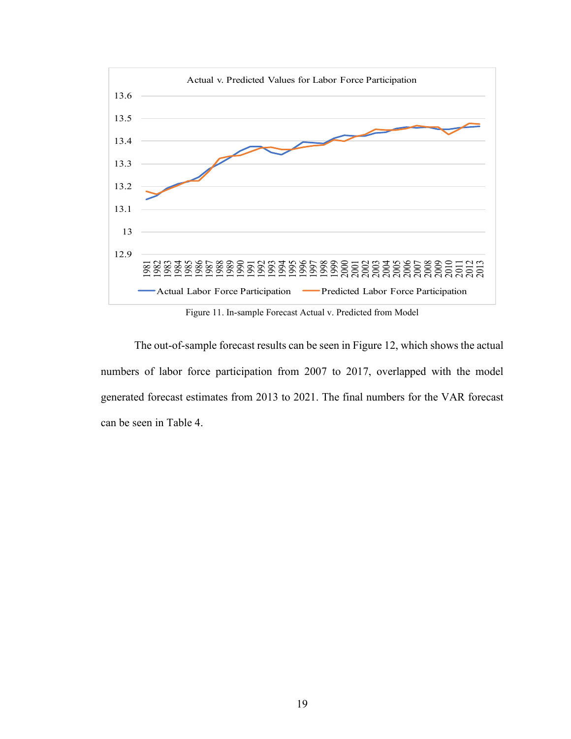Figure 11. In-sample Forecast Actual v. Predicted from Model

The out-of-sample forecast results can be seen in Figure 12, which shows the actual numbers of labor force participation from 2007 to 2017, overlapped with the model generated forecast estimates from 2013 to 2021. The final numbers for the VAR forecast can be seen in Table 4.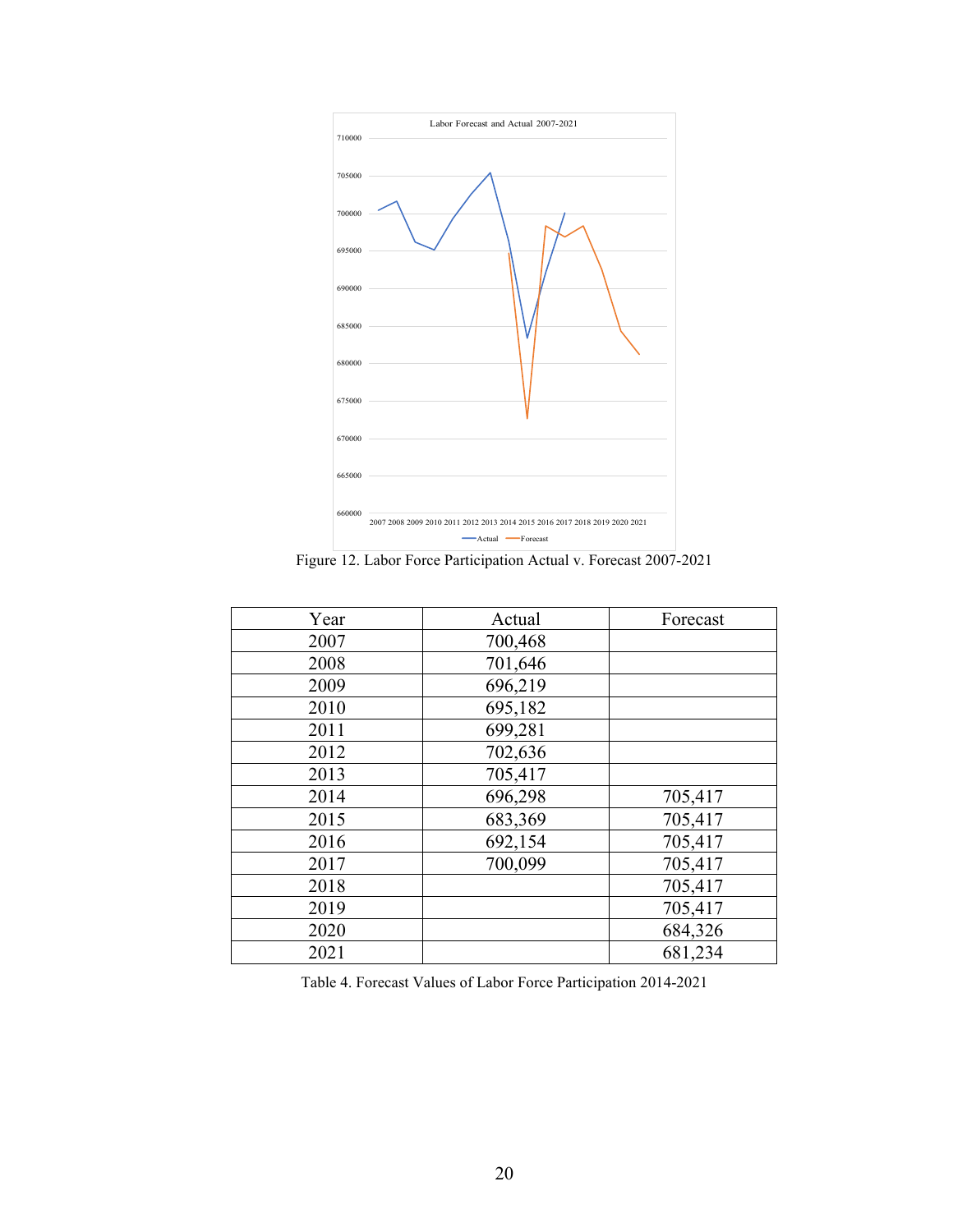Figure 12. Labor Force Participation Actual v. Forecast 2007-2021

| Year | Actual | Forecast |
|---|---|---|
| 2007 | 700,468 | |
| 2008 | 701,646 | |
| 2009 | 696,219 | |
| 2010 | 695,182 | |
| 2011 | 699,281 | |
| 2012 | 702,636 | |
| 2013 | 705,417 | |
| 2014 | 696,298 | 705,417 |
| 2015 | 683,369 | 705,417 |
| 2016 | 692,154 | 705,417 |
| 2017 | 700,099 | 705,417 |
| 2018 | | 705,417 |
| 2019 | | 705,417 |
| 2020 | | 684,326 |
| 2021 | | 681,234 |

Table 4. Forecast Values of Labor Force Participation 2014-2021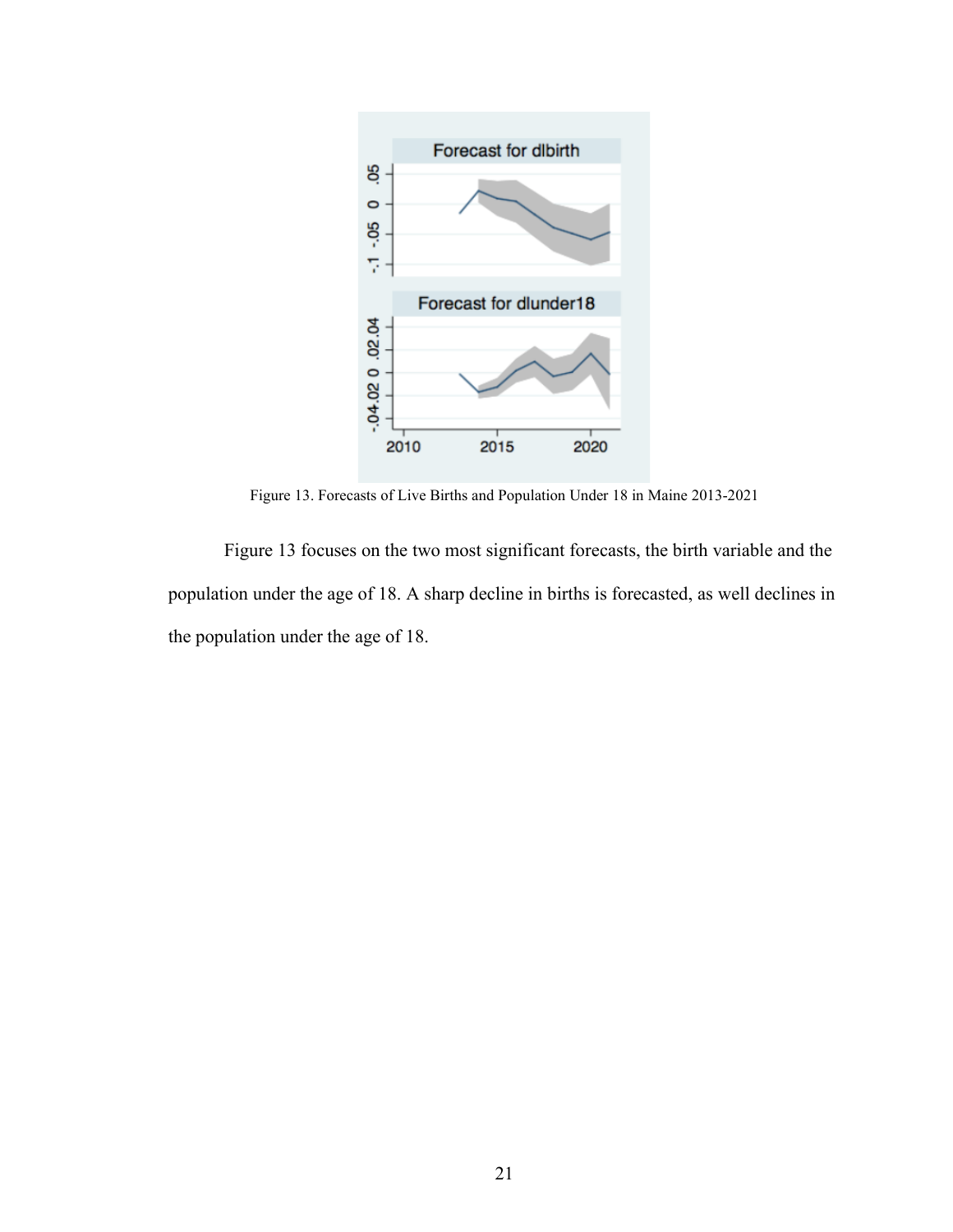Figure 13. Forecasts of Live Births and Population Under 18 in Maine 2013-2021

Figure 13 focuses on the two most significant forecasts, the birth variable and the population under the age of 18. A sharp decline in births is forecasted, as well declines in the population under the age of 18.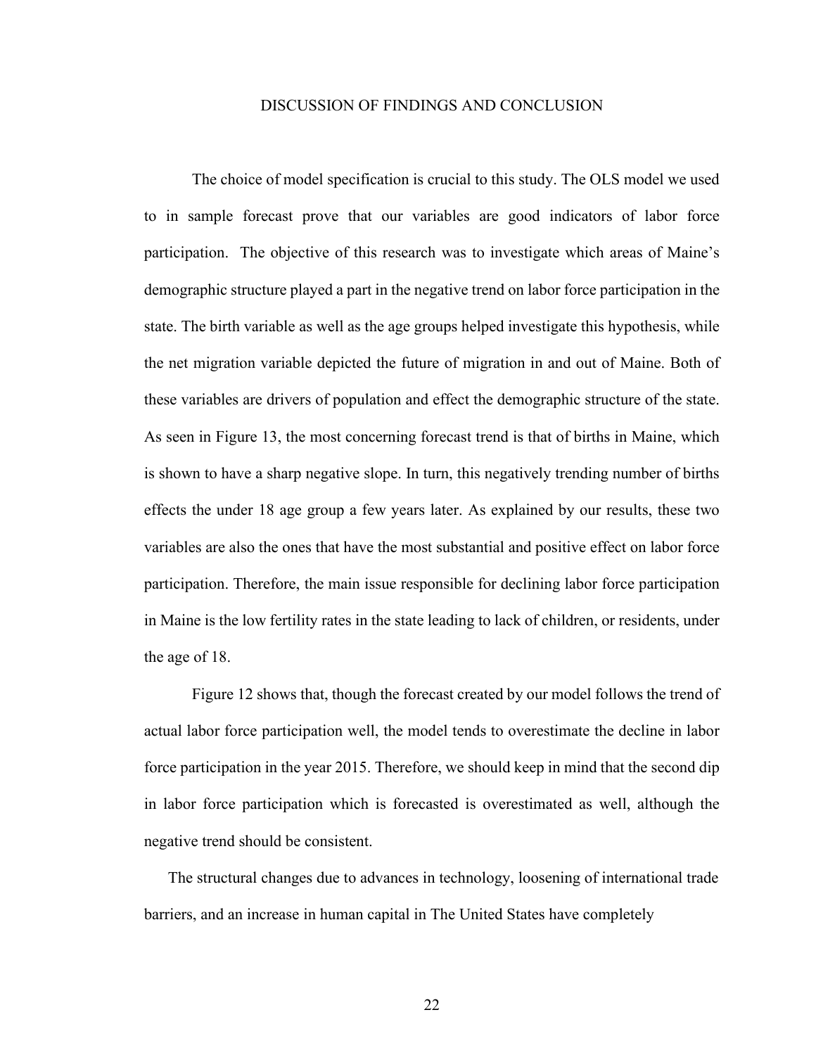# DISCUSSION OF FINDINGS AND CONCLUSION

The choice of model specification is crucial to this study. The OLS model we used to in sample forecast prove that our variables are good indicators of labor force participation. The objective of this research was to investigate which areas of Maine's demographic structure played a part in the negative trend on labor force participation in the state. The birth variable as well as the age groups helped investigate this hypothesis, while the net migration variable depicted the future of migration in and out of Maine. Both of these variables are drivers of population and effect the demographic structure of the state. As seen in Figure 13, the most concerning forecast trend is that of births in Maine, which is shown to have a sharp negative slope. In turn, this negatively trending number of births effects the under 18 age group a few years later. As explained by our results, these two variables are also the ones that have the most substantial and positive effect on labor force participation. Therefore, the main issue responsible for declining labor force participation in Maine is the low fertility rates in the state leading to lack of children, or residents, under the age of 18.

Figure 12 shows that, though the forecast created by our model follows the trend of actual labor force participation well, the model tends to overestimate the decline in labor force participation in the year 2015. Therefore, we should keep in mind that the second dip in labor force participation which is forecasted is overestimated as well, although the negative trend should be consistent.

The structural changes due to advances in technology, loosening of international trade barriers, and an increase in human capital in The United States have completely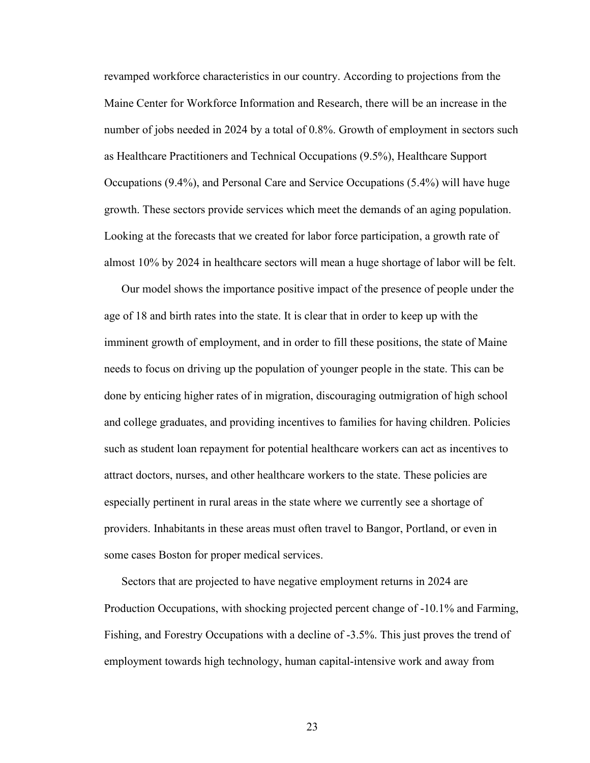revamped workforce characteristics in our country. According to projections from the Maine Center for Workforce Information and Research, there will be an increase in the number of jobs needed in 2024 by a total of 0.8%. Growth of employment in sectors such as Healthcare Practitioners and Technical Occupations (9.5%), Healthcare Support Occupations (9.4%), and Personal Care and Service Occupations (5.4%) will have huge growth. These sectors provide services which meet the demands of an aging population. Looking at the forecasts that we created for labor force participation, a growth rate of almost 10% by 2024 in healthcare sectors will mean a huge shortage of labor will be felt.

Our model shows the importance positive impact of the presence of people under the age of 18 and birth rates into the state. It is clear that in order to keep up with the imminent growth of employment, and in order to fill these positions, the state of Maine needs to focus on driving up the population of younger people in the state. This can be done by enticing higher rates of in migration, discouraging outmigration of high school and college graduates, and providing incentives to families for having children. Policies such as student loan repayment for potential healthcare workers can act as incentives to attract doctors, nurses, and other healthcare workers to the state. These policies are especially pertinent in rural areas in the state where we currently see a shortage of providers. Inhabitants in these areas must often travel to Bangor, Portland, or even in some cases Boston for proper medical services.

Sectors that are projected to have negative employment returns in 2024 are Production Occupations, with shocking projected percent change of -10.1% and Farming, Fishing, and Forestry Occupations with a decline of -3.5%. This just proves the trend of employment towards high technology, human capital-intensive work and away from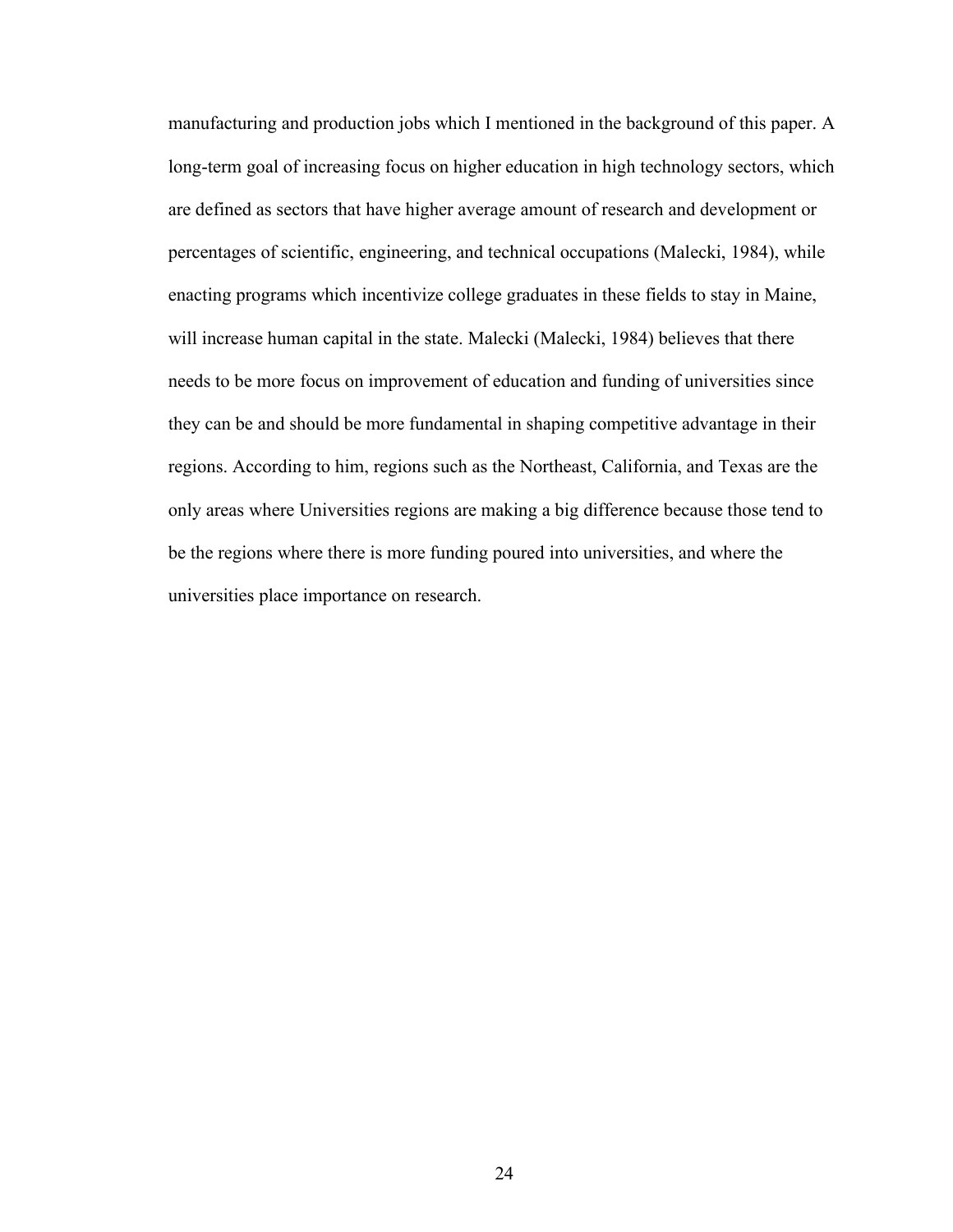manufacturing and production jobs which I mentioned in the background of this paper. A long-term goal of increasing focus on higher education in high technology sectors, which are defined as sectors that have higher average amount of research and development or percentages of scientific, engineering, and technical occupations (Malecki, 1984), while enacting programs which incentivize college graduates in these fields to stay in Maine, will increase human capital in the state. Malecki (Malecki, 1984) believes that there needs to be more focus on improvement of education and funding of universities since they can be and should be more fundamental in shaping competitive advantage in their regions. According to him, regions such as the Northeast, California, and Texas are the only areas where Universities regions are making a big difference because those tend to be the regions where there is more funding poured into universities, and where the universities place importance on research.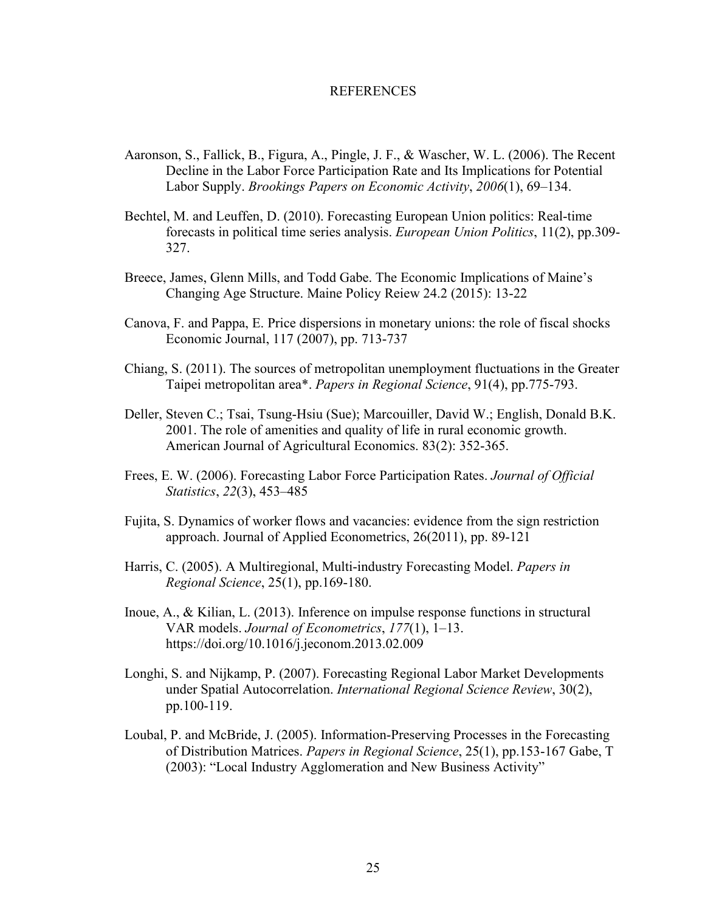# REFERENCES

Aaronson, S., Fallick, B., Figura, A., Pingle, J. F., & Wascher, W. L. (2006). The Recent Decline in the Labor Force Participation Rate and Its Implications for Potential Labor Supply. *Brookings Papers on Economic Activity*, *2006*(1), 69–134.

Bechtel, M. and Leuffen, D. (2010). Forecasting European Union politics: Real-time forecasts in political time series analysis. *European Union Politics*, 11(2), pp.309-327.

Breece, James, Glenn Mills, and Todd Gabe. The Economic Implications of Maine's Changing Age Structure. Maine Policy Reiew 24.2 (2015): 13-22

Canova, F. and Pappa, E. Price dispersions in monetary unions: the role of fiscal shocks Economic Journal, 117 (2007), pp. 713-737

Chiang, S. (2011). The sources of metropolitan unemployment fluctuations in the Greater Taipei metropolitan area*. *Papers in Regional Science*, 91(4), pp.775-793.

Deller, Steven C.; Tsai, Tsung-Hsiu (Sue); Marcouiller, David W.; English, Donald B.K. 2001. The role of amenities and quality of life in rural economic growth. American Journal of Agricultural Economics. 83(2): 352-365.

Frees, E. W. (2006). Forecasting Labor Force Participation Rates. *Journal of Official Statistics*, *22*(3), 453–485

Fujita, S. Dynamics of worker flows and vacancies: evidence from the sign restriction approach. Journal of Applied Econometrics, 26(2011), pp. 89-121

Harris, C. (2005). A Multiregional, Multi-industry Forecasting Model. *Papers in Regional Science*, 25(1), pp.169-180.

Inoue, A., & Kilian, L. (2013). Inference on impulse response functions in structural VAR models. *Journal of Econometrics*, *177*(1), 1–13. https://doi.org/10.1016/j.jeconom.2013.02.009

Longhi, S. and Nijkamp, P. (2007). Forecasting Regional Labor Market Developments under Spatial Autocorrelation. *International Regional Science Review*, 30(2), pp.100-119.

Loubal, P. and McBride, J. (2005). Information-Preserving Processes in the Forecasting of Distribution Matrices. *Papers in Regional Science*, 25(1), pp.153-167 Gabe, T (2003): "Local Industry Agglomeration and New Business Activity"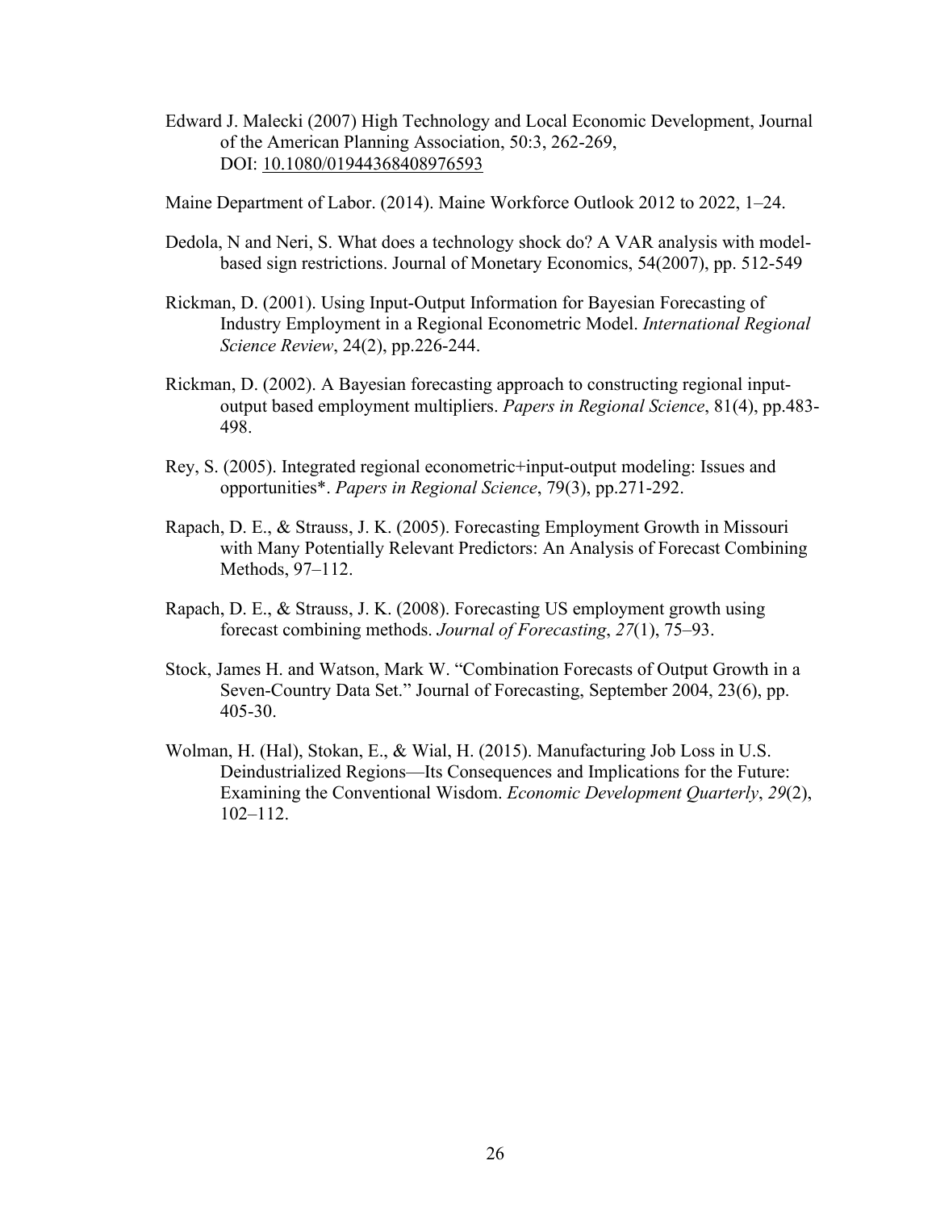Edward J. Malecki (2007) High Technology and Local Economic Development, Journal of the American Planning Association, 50:3, 262-269, DOI: 10.1080/01944368408976593

Maine Department of Labor. (2014). Maine Workforce Outlook 2012 to 2022, 1–24.

Dedola, N and Neri, S. What does a technology shock do? A VAR analysis with model-based sign restrictions. Journal of Monetary Economics, 54(2007), pp. 512-549

Rickman, D. (2001). Using Input-Output Information for Bayesian Forecasting of Industry Employment in a Regional Econometric Model. *International Regional Science Review*, 24(2), pp.226-244.

Rickman, D. (2002). A Bayesian forecasting approach to constructing regional input-output based employment multipliers. *Papers in Regional Science*, 81(4), pp.483-498.

Rey, S. (2005). Integrated regional econometric+input-output modeling: Issues and opportunities*. *Papers in Regional Science*, 79(3), pp.271-292.

Rapach, D. E., & Strauss, J. K. (2005). Forecasting Employment Growth in Missouri with Many Potentially Relevant Predictors: An Analysis of Forecast Combining Methods, 97–112.

Rapach, D. E., & Strauss, J. K. (2008). Forecasting US employment growth using forecast combining methods. *Journal of Forecasting*, *27*(1), 75–93.

Stock, James H. and Watson, Mark W. "Combination Forecasts of Output Growth in a Seven-Country Data Set." Journal of Forecasting, September 2004, 23(6), pp. 405-30.

Wolman, H. (Hal), Stokan, E., & Wial, H. (2015). Manufacturing Job Loss in U.S. Deindustrialized Regions—Its Consequences and Implications for the Future: Examining the Conventional Wisdom. *Economic Development Quarterly*, *29*(2), 102–112.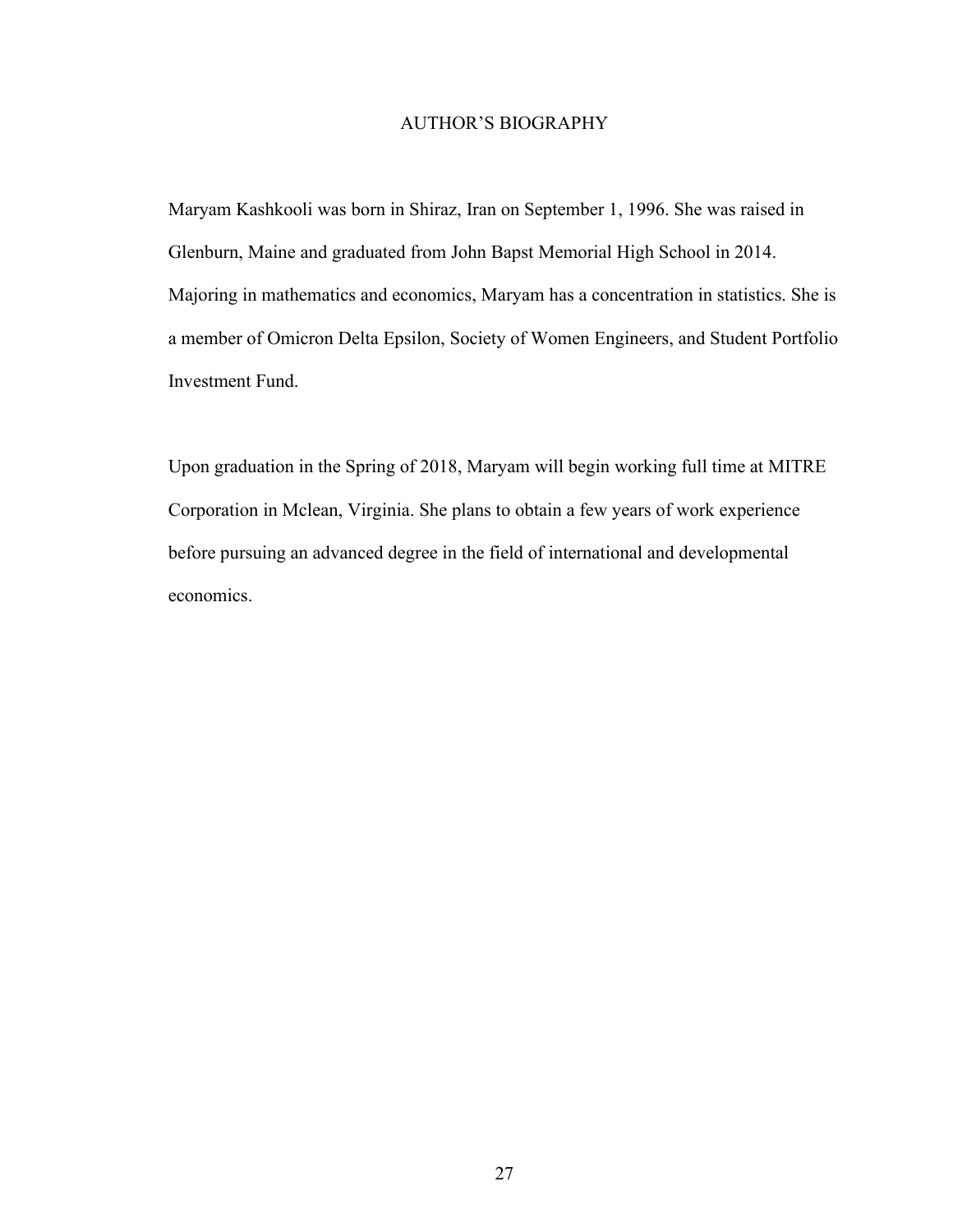# AUTHOR'S BIOGRAPHY

Maryam Kashkooli was born in Shiraz, Iran on September 1, 1996. She was raised in Glenburn, Maine and graduated from John Bapst Memorial High School in 2014. Majoring in mathematics and economics, Maryam has a concentration in statistics. She is a member of Omicron Delta Epsilon, Society of Women Engineers, and Student Portfolio Investment Fund.

Upon graduation in the Spring of 2018, Maryam will begin working full time at MITRE Corporation in Mclean, Virginia. She plans to obtain a few years of work experience before pursuing an advanced degree in the field of international and developmental economics.